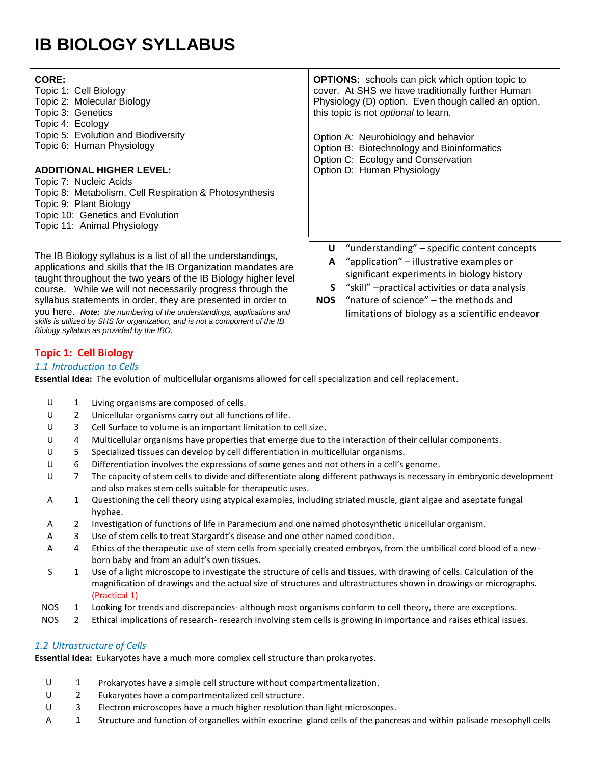# IB BIOLOGY SYLLABUS

| **CORE:**<br>Topic 1: Cell Biology<br>Topic 2: Molecular Biology<br>Topic 3: Genetics<br>Topic 4: Ecology<br>Topic 5: Evolution and Biodiversity<br>Topic 6: Human Physiology<br><br>**ADDITIONAL HIGHER LEVEL:**<br>Topic 7: Nucleic Acids<br>Topic 8: Metabolism, Cell Respiration & Photosynthesis<br>Topic 9: Plant Biology<br>Topic 10: Genetics and Evolution<br>Topic 11: Animal Physiology | **OPTIONS:** schools can pick which option topic to cover. At SHS we have traditionally further Human Physiology (D) option. Even though called an option, this topic is not *optional* to learn.<br><br>Option A*:* Neurobiology and behavior<br>Option B: Biotechnology and Bioinformatics<br>Option C: Ecology and Conservation<br>Option D: Human Physiology |
|---|---|

The IB Biology syllabus is a list of all the understandings, applications and skills that the IB Organization mandates are taught throughout the two years of the IB Biology higher level course. While we will not necessarily progress through the syllabus statements in order, they are presented in order to you here. ***Note:*** *the numbering of the understandings, applications and skills is utilized by SHS for organization, and is not a component of the IB Biology syllabus as provided by the IBO.*

| | |
|---|---|
| **U** | "understanding" – specific content concepts |
| **A** | "application" – illustrative examples or significant experiments in biology history |
| **S** | "skill" –practical activities or data analysis |
| **NOS** | "nature of science" – the methods and limitations of biology as a scientific endeavor |

## Topic 1: Cell Biology

### *1.1 Introduction to Cells*

**Essential Idea:** The evolution of multicellular organisms allowed for cell specialization and cell replacement.

| | | |
|---|---|---|
| U | 1 | Living organisms are composed of cells. |
| U | 2 | Unicellular organisms carry out all functions of life. |
| U | 3 | Cell Surface to volume is an important limitation to cell size. |
| U | 4 | Multicellular organisms have properties that emerge due to the interaction of their cellular components. |
| U | 5 | Specialized tissues can develop by cell differentiation in multicellular organisms. |
| U | 6 | Differentiation involves the expressions of some genes and not others in a cell's genome. |
| U | 7 | The capacity of stem cells to divide and differentiate along different pathways is necessary in embryonic development and also makes stem cells suitable for therapeutic uses. |
| A | 1 | Questioning the cell theory using atypical examples, including striated muscle, giant algae and aseptate fungal hyphae. |
| A | 2 | Investigation of functions of life in Paramecium and one named photosynthetic unicellular organism. |
| A | 3 | Use of stem cells to treat Stargardt's disease and one other named condition. |
| A | 4 | Ethics of the therapeutic use of stem cells from specially created embryos, from the umbilical cord blood of a new-born baby and from an adult's own tissues. |
| S | 1 | Use of a light microscope to investigate the structure of cells and tissues, with drawing of cells. Calculation of the magnification of drawings and the actual size of structures and ultrastructures shown in drawings or micrographs. (Practical 1) |
| NOS | 1 | Looking for trends and discrepancies- although most organisms conform to cell theory, there are exceptions. |
| NOS | 2 | Ethical implications of research- research involving stem cells is growing in importance and raises ethical issues. |

### *1.2 Ultrastructure of Cells*

**Essential Idea:** Eukaryotes have a much more complex cell structure than prokaryotes.

| | | |
|---|---|---|
| U | 1 | Prokaryotes have a simple cell structure without compartmentalization. |
| U | 2 | Eukaryotes have a compartmentalized cell structure. |
| U | 3 | Electron microscopes have a much higher resolution than light microscopes. |
| A | 1 | Structure and function of organelles within exocrine gland cells of the pancreas and within palisade mesophyll cells |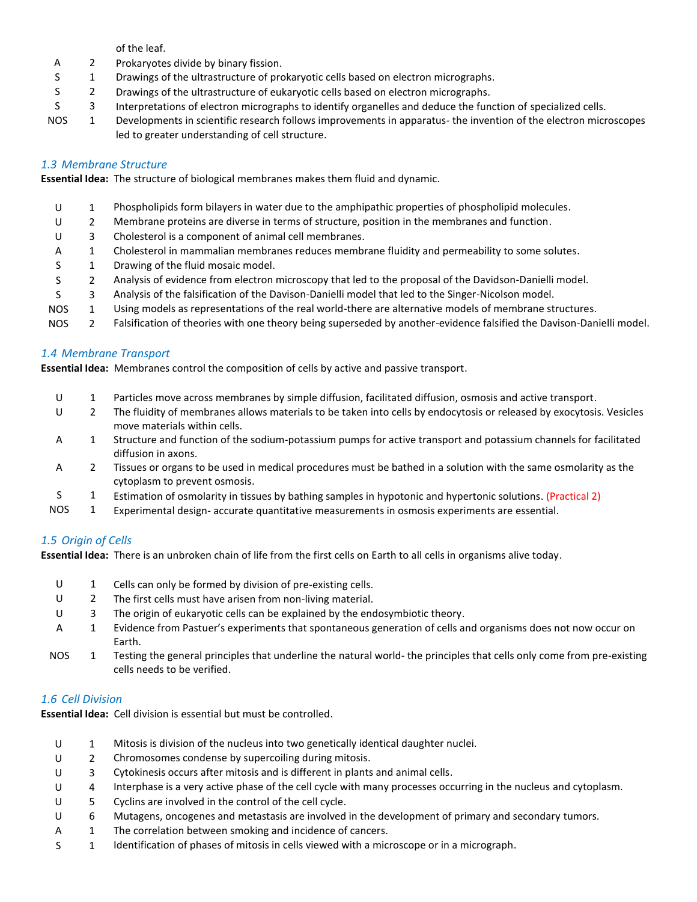| | | |
|---|---|---|
| | | of the leaf. |
| A | 2 | Prokaryotes divide by binary fission. |
| S | 1 | Drawings of the ultrastructure of prokaryotic cells based on electron micrographs. |
| S | 2 | Drawings of the ultrastructure of eukaryotic cells based on electron micrographs. |
| S | 3 | Interpretations of electron micrographs to identify organelles and deduce the function of specialized cells. |
| NOS | 1 | Developments in scientific research follows improvements in apparatus- the invention of the electron microscopes led to greater understanding of cell structure. |

### *1.3 Membrane Structure*

**Essential Idea:** The structure of biological membranes makes them fluid and dynamic.

| | | |
|---|---|---|
| U | 1 | Phospholipids form bilayers in water due to the amphipathic properties of phospholipid molecules. |
| U | 2 | Membrane proteins are diverse in terms of structure, position in the membranes and function. |
| U | 3 | Cholesterol is a component of animal cell membranes. |
| A | 1 | Cholesterol in mammalian membranes reduces membrane fluidity and permeability to some solutes. |
| S | 1 | Drawing of the fluid mosaic model. |
| S | 2 | Analysis of evidence from electron microscopy that led to the proposal of the Davidson-Danielli model. |
| S | 3 | Analysis of the falsification of the Davison-Danielli model that led to the Singer-Nicolson model. |
| NOS | 1 | Using models as representations of the real world-there are alternative models of membrane structures. |
| NOS | 2 | Falsification of theories with one theory being superseded by another-evidence falsified the Davison-Danielli model. |

### *1.4 Membrane Transport*

**Essential Idea:** Membranes control the composition of cells by active and passive transport.

| | | |
|---|---|---|
| U | 1 | Particles move across membranes by simple diffusion, facilitated diffusion, osmosis and active transport. |
| U | 2 | The fluidity of membranes allows materials to be taken into cells by endocytosis or released by exocytosis. Vesicles move materials within cells. |
| A | 1 | Structure and function of the sodium-potassium pumps for active transport and potassium channels for facilitated diffusion in axons. |
| A | 2 | Tissues or organs to be used in medical procedures must be bathed in a solution with the same osmolarity as the cytoplasm to prevent osmosis. |
| S | 1 | Estimation of osmolarity in tissues by bathing samples in hypotonic and hypertonic solutions. (Practical 2) |
| NOS | 1 | Experimental design- accurate quantitative measurements in osmosis experiments are essential. |

### *1.5 Origin of Cells*

**Essential Idea:** There is an unbroken chain of life from the first cells on Earth to all cells in organisms alive today.

| | | |
|---|---|---|
| U | 1 | Cells can only be formed by division of pre-existing cells. |
| U | 2 | The first cells must have arisen from non-living material. |
| U | 3 | The origin of eukaryotic cells can be explained by the endosymbiotic theory. |
| A | 1 | Evidence from Pastuer's experiments that spontaneous generation of cells and organisms does not now occur on Earth. |
| NOS | 1 | Testing the general principles that underline the natural world- the principles that cells only come from pre-existing cells needs to be verified. |

### *1.6 Cell Division*

**Essential Idea:** Cell division is essential but must be controlled.

| | | |
|---|---|---|
| U | 1 | Mitosis is division of the nucleus into two genetically identical daughter nuclei. |
| U | 2 | Chromosomes condense by supercoiling during mitosis. |
| U | 3 | Cytokinesis occurs after mitosis and is different in plants and animal cells. |
| U | 4 | Interphase is a very active phase of the cell cycle with many processes occurring in the nucleus and cytoplasm. |
| U | 5 | Cyclins are involved in the control of the cell cycle. |
| U | 6 | Mutagens, oncogenes and metastasis are involved in the development of primary and secondary tumors. |
| A | 1 | The correlation between smoking and incidence of cancers. |
| S | 1 | Identification of phases of mitosis in cells viewed with a microscope or in a micrograph. |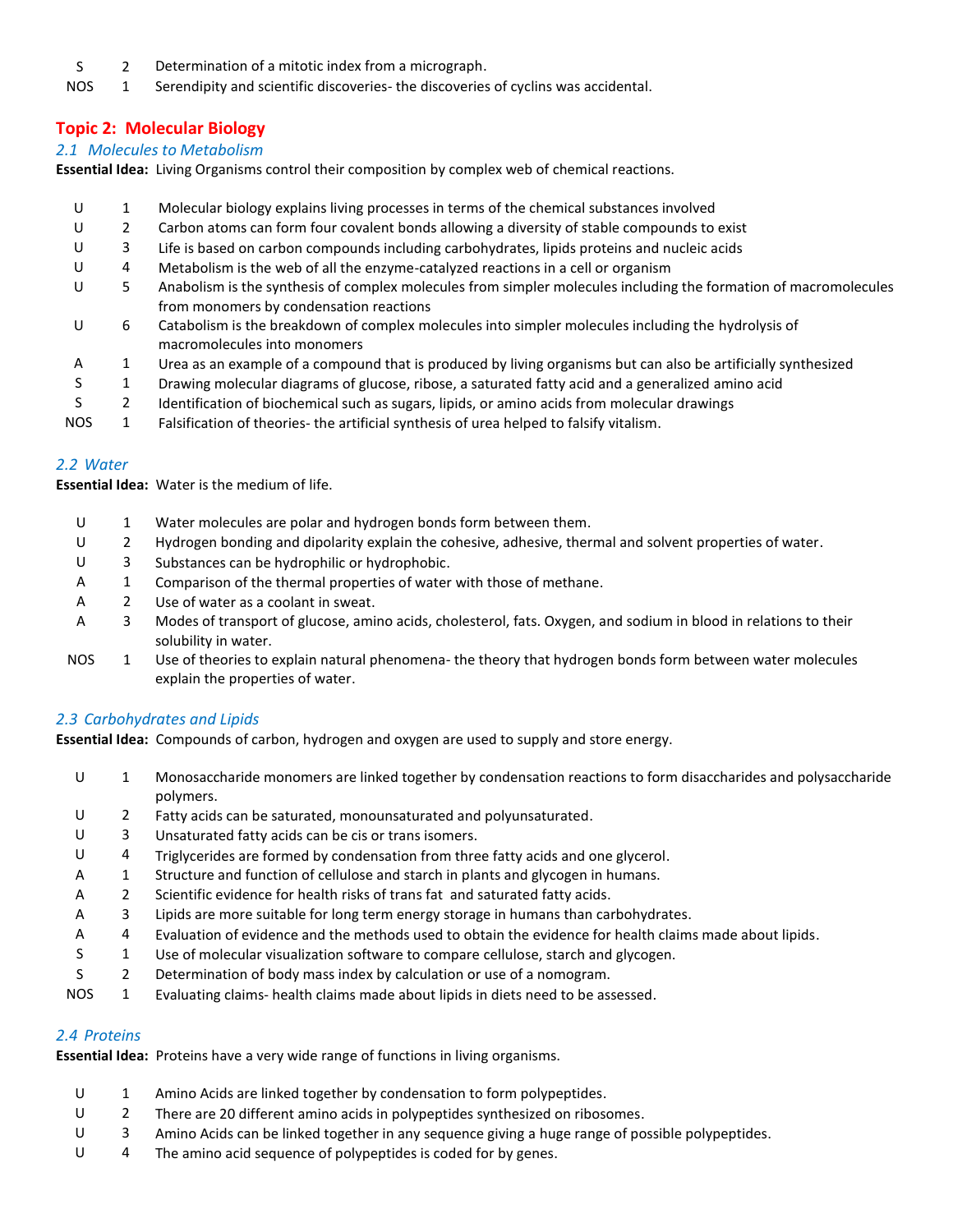| | | |
|---|---|---|
| S | 2 | Determination of a mitotic index from a micrograph. |
| NOS | 1 | Serendipity and scientific discoveries- the discoveries of cyclins was accidental. |

## Topic 2: Molecular Biology

### *2.1 Molecules to Metabolism*

**Essential Idea:** Living Organisms control their composition by complex web of chemical reactions.

| | | |
|---|---|---|
| U | 1 | Molecular biology explains living processes in terms of the chemical substances involved |
| U | 2 | Carbon atoms can form four covalent bonds allowing a diversity of stable compounds to exist |
| U | 3 | Life is based on carbon compounds including carbohydrates, lipids proteins and nucleic acids |
| U | 4 | Metabolism is the web of all the enzyme-catalyzed reactions in a cell or organism |
| U | 5 | Anabolism is the synthesis of complex molecules from simpler molecules including the formation of macromolecules from monomers by condensation reactions |
| U | 6 | Catabolism is the breakdown of complex molecules into simpler molecules including the hydrolysis of macromolecules into monomers |
| A | 1 | Urea as an example of a compound that is produced by living organisms but can also be artificially synthesized |
| S | 1 | Drawing molecular diagrams of glucose, ribose, a saturated fatty acid and a generalized amino acid |
| S | 2 | Identification of biochemical such as sugars, lipids, or amino acids from molecular drawings |
| NOS | 1 | Falsification of theories- the artificial synthesis of urea helped to falsify vitalism. |

### *2.2 Water*

**Essential Idea:** Water is the medium of life.

| | | |
|---|---|---|
| U | 1 | Water molecules are polar and hydrogen bonds form between them. |
| U | 2 | Hydrogen bonding and dipolarity explain the cohesive, adhesive, thermal and solvent properties of water. |
| U | 3 | Substances can be hydrophilic or hydrophobic. |
| A | 1 | Comparison of the thermal properties of water with those of methane. |
| A | 2 | Use of water as a coolant in sweat. |
| A | 3 | Modes of transport of glucose, amino acids, cholesterol, fats. Oxygen, and sodium in blood in relations to their solubility in water. |
| NOS | 1 | Use of theories to explain natural phenomena- the theory that hydrogen bonds form between water molecules explain the properties of water. |

### *2.3 Carbohydrates and Lipids*

**Essential Idea:** Compounds of carbon, hydrogen and oxygen are used to supply and store energy.

| | | |
|---|---|---|
| U | 1 | Monosaccharide monomers are linked together by condensation reactions to form disaccharides and polysaccharide polymers. |
| U | 2 | Fatty acids can be saturated, monounsaturated and polyunsaturated. |
| U | 3 | Unsaturated fatty acids can be cis or trans isomers. |
| U | 4 | Triglycerides are formed by condensation from three fatty acids and one glycerol. |
| A | 1 | Structure and function of cellulose and starch in plants and glycogen in humans. |
| A | 2 | Scientific evidence for health risks of trans fat and saturated fatty acids. |
| A | 3 | Lipids are more suitable for long term energy storage in humans than carbohydrates. |
| A | 4 | Evaluation of evidence and the methods used to obtain the evidence for health claims made about lipids. |
| S | 1 | Use of molecular visualization software to compare cellulose, starch and glycogen. |
| S | 2 | Determination of body mass index by calculation or use of a nomogram. |
| NOS | 1 | Evaluating claims- health claims made about lipids in diets need to be assessed. |

### *2.4 Proteins*

**Essential Idea:** Proteins have a very wide range of functions in living organisms.

| | | |
|---|---|---|
| U | 1 | Amino Acids are linked together by condensation to form polypeptides. |
| U | 2 | There are 20 different amino acids in polypeptides synthesized on ribosomes. |
| U | 3 | Amino Acids can be linked together in any sequence giving a huge range of possible polypeptides. |
| U | 4 | The amino acid sequence of polypeptides is coded for by genes. |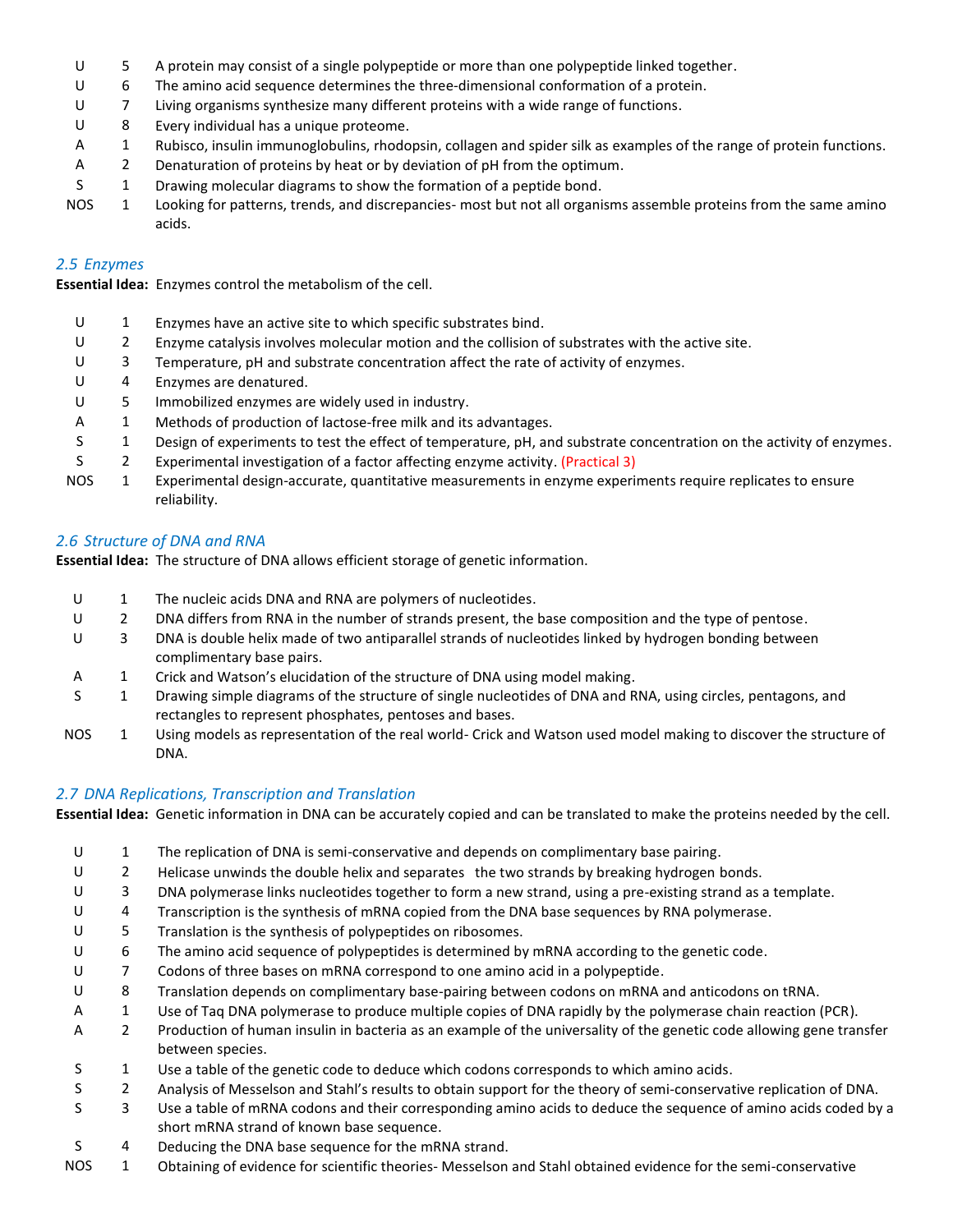| | | |
|---|---|---|
| U | 5 | A protein may consist of a single polypeptide or more than one polypeptide linked together. |
| U | 6 | The amino acid sequence determines the three-dimensional conformation of a protein. |
| U | 7 | Living organisms synthesize many different proteins with a wide range of functions. |
| U | 8 | Every individual has a unique proteome. |
| A | 1 | Rubisco, insulin immunoglobulins, rhodopsin, collagen and spider silk as examples of the range of protein functions. |
| A | 2 | Denaturation of proteins by heat or by deviation of pH from the optimum. |
| S | 1 | Drawing molecular diagrams to show the formation of a peptide bond. |
| NOS | 1 | Looking for patterns, trends, and discrepancies- most but not all organisms assemble proteins from the same amino acids. |

### *2.5 Enzymes*

**Essential Idea:** Enzymes control the metabolism of the cell.

| | | |
|---|---|---|
| U | 1 | Enzymes have an active site to which specific substrates bind. |
| U | 2 | Enzyme catalysis involves molecular motion and the collision of substrates with the active site. |
| U | 3 | Temperature, pH and substrate concentration affect the rate of activity of enzymes. |
| U | 4 | Enzymes are denatured. |
| U | 5 | Immobilized enzymes are widely used in industry. |
| A | 1 | Methods of production of lactose-free milk and its advantages. |
| S | 1 | Design of experiments to test the effect of temperature, pH, and substrate concentration on the activity of enzymes. |
| S | 2 | Experimental investigation of a factor affecting enzyme activity. (Practical 3) |
| NOS | 1 | Experimental design-accurate, quantitative measurements in enzyme experiments require replicates to ensure reliability. |

### *2.6 Structure of DNA and RNA*

**Essential Idea:** The structure of DNA allows efficient storage of genetic information.

| | | |
|---|---|---|
| U | 1 | The nucleic acids DNA and RNA are polymers of nucleotides. |
| U | 2 | DNA differs from RNA in the number of strands present, the base composition and the type of pentose. |
| U | 3 | DNA is double helix made of two antiparallel strands of nucleotides linked by hydrogen bonding between complimentary base pairs. |
| A | 1 | Crick and Watson's elucidation of the structure of DNA using model making. |
| S | 1 | Drawing simple diagrams of the structure of single nucleotides of DNA and RNA, using circles, pentagons, and rectangles to represent phosphates, pentoses and bases. |
| NOS | 1 | Using models as representation of the real world- Crick and Watson used model making to discover the structure of DNA. |

### *2.7 DNA Replications, Transcription and Translation*

**Essential Idea:** Genetic information in DNA can be accurately copied and can be translated to make the proteins needed by the cell.

| | | |
|---|---|---|
| U | 1 | The replication of DNA is semi-conservative and depends on complimentary base pairing. |
| U | 2 | Helicase unwinds the double helix and separates the two strands by breaking hydrogen bonds. |
| U | 3 | DNA polymerase links nucleotides together to form a new strand, using a pre-existing strand as a template. |
| U | 4 | Transcription is the synthesis of mRNA copied from the DNA base sequences by RNA polymerase. |
| U | 5 | Translation is the synthesis of polypeptides on ribosomes. |
| U | 6 | The amino acid sequence of polypeptides is determined by mRNA according to the genetic code. |
| U | 7 | Codons of three bases on mRNA correspond to one amino acid in a polypeptide. |
| U | 8 | Translation depends on complimentary base-pairing between codons on mRNA and anticodons on tRNA. |
| A | 1 | Use of Taq DNA polymerase to produce multiple copies of DNA rapidly by the polymerase chain reaction (PCR). |
| A | 2 | Production of human insulin in bacteria as an example of the universality of the genetic code allowing gene transfer between species. |
| S | 1 | Use a table of the genetic code to deduce which codons corresponds to which amino acids. |
| S | 2 | Analysis of Messelson and Stahl's results to obtain support for the theory of semi-conservative replication of DNA. |
| S | 3 | Use a table of mRNA codons and their corresponding amino acids to deduce the sequence of amino acids coded by a short mRNA strand of known base sequence. |
| S | 4 | Deducing the DNA base sequence for the mRNA strand. |
| NOS | 1 | Obtaining of evidence for scientific theories- Messelson and Stahl obtained evidence for the semi-conservative |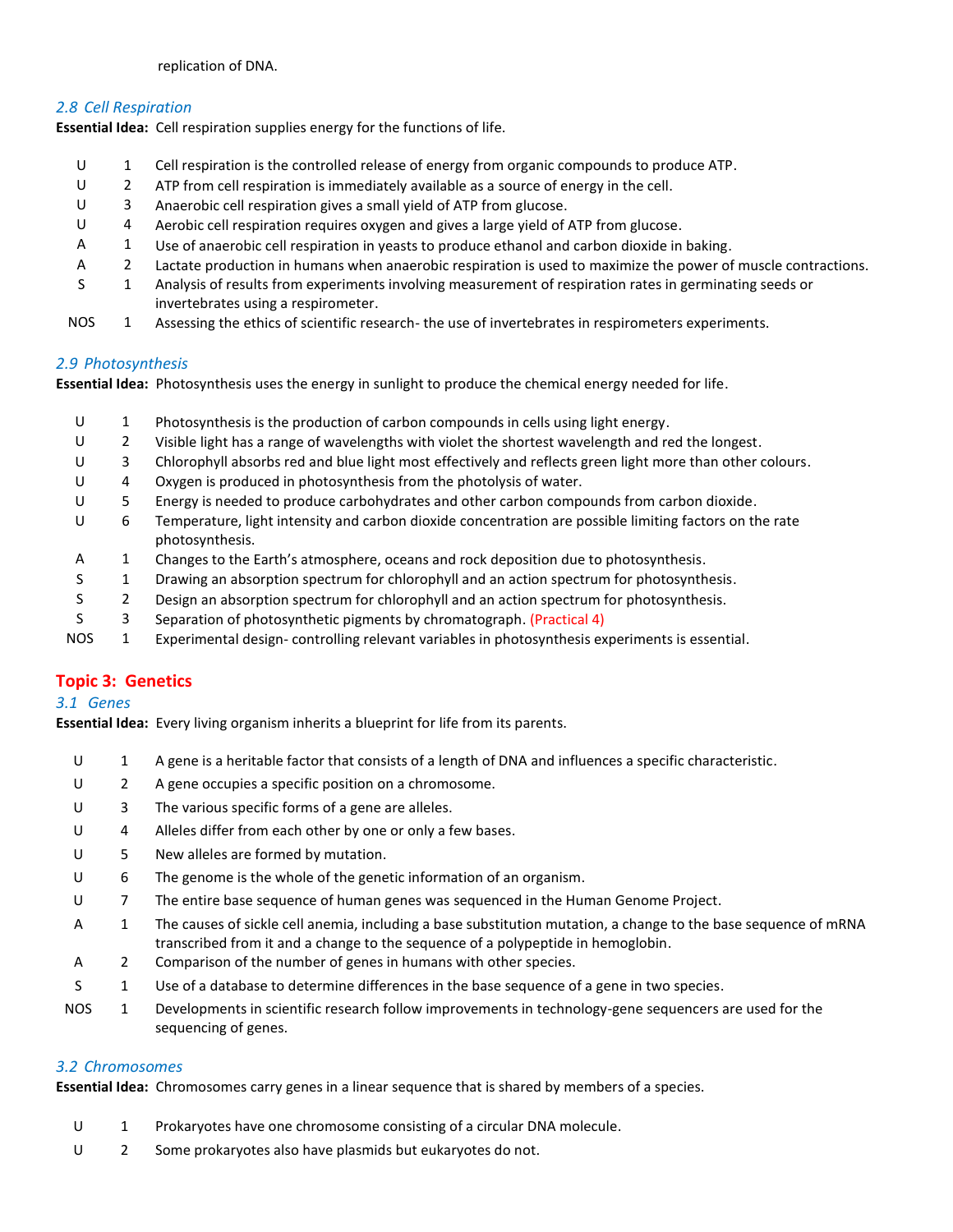replication of DNA.

### *2.8 Cell Respiration*

**Essential Idea:** Cell respiration supplies energy for the functions of life.

| | | |
|---|---|---|
| U | 1 | Cell respiration is the controlled release of energy from organic compounds to produce ATP. |
| U | 2 | ATP from cell respiration is immediately available as a source of energy in the cell. |
| U | 3 | Anaerobic cell respiration gives a small yield of ATP from glucose. |
| U | 4 | Aerobic cell respiration requires oxygen and gives a large yield of ATP from glucose. |
| A | 1 | Use of anaerobic cell respiration in yeasts to produce ethanol and carbon dioxide in baking. |
| A | 2 | Lactate production in humans when anaerobic respiration is used to maximize the power of muscle contractions. |
| S | 1 | Analysis of results from experiments involving measurement of respiration rates in germinating seeds or invertebrates using a respirometer. |
| NOS | 1 | Assessing the ethics of scientific research- the use of invertebrates in respirometers experiments. |

### *2.9 Photosynthesis*

**Essential Idea:** Photosynthesis uses the energy in sunlight to produce the chemical energy needed for life.

| | | |
|---|---|---|
| U | 1 | Photosynthesis is the production of carbon compounds in cells using light energy. |
| U | 2 | Visible light has a range of wavelengths with violet the shortest wavelength and red the longest. |
| U | 3 | Chlorophyll absorbs red and blue light most effectively and reflects green light more than other colours. |
| U | 4 | Oxygen is produced in photosynthesis from the photolysis of water. |
| U | 5 | Energy is needed to produce carbohydrates and other carbon compounds from carbon dioxide. |
| U | 6 | Temperature, light intensity and carbon dioxide concentration are possible limiting factors on the rate photosynthesis. |
| A | 1 | Changes to the Earth's atmosphere, oceans and rock deposition due to photosynthesis. |
| S | 1 | Drawing an absorption spectrum for chlorophyll and an action spectrum for photosynthesis. |
| S | 2 | Design an absorption spectrum for chlorophyll and an action spectrum for photosynthesis. |
| S | 3 | Separation of photosynthetic pigments by chromatograph. (Practical 4) |
| NOS | 1 | Experimental design- controlling relevant variables in photosynthesis experiments is essential. |

## Topic 3: Genetics

### *3.1 Genes*

**Essential Idea:** Every living organism inherits a blueprint for life from its parents.

| | | |
|---|---|---|
| U | 1 | A gene is a heritable factor that consists of a length of DNA and influences a specific characteristic. |
| U | 2 | A gene occupies a specific position on a chromosome. |
| U | 3 | The various specific forms of a gene are alleles. |
| U | 4 | Alleles differ from each other by one or only a few bases. |
| U | 5 | New alleles are formed by mutation. |
| U | 6 | The genome is the whole of the genetic information of an organism. |
| U | 7 | The entire base sequence of human genes was sequenced in the Human Genome Project. |
| A | 1 | The causes of sickle cell anemia, including a base substitution mutation, a change to the base sequence of mRNA transcribed from it and a change to the sequence of a polypeptide in hemoglobin. |
| A | 2 | Comparison of the number of genes in humans with other species. |
| S | 1 | Use of a database to determine differences in the base sequence of a gene in two species. |
| NOS | 1 | Developments in scientific research follow improvements in technology-gene sequencers are used for the sequencing of genes. |

### *3.2 Chromosomes*

**Essential Idea:** Chromosomes carry genes in a linear sequence that is shared by members of a species.

| | | |
|---|---|---|
| U | 1 | Prokaryotes have one chromosome consisting of a circular DNA molecule. |
| U | 2 | Some prokaryotes also have plasmids but eukaryotes do not. |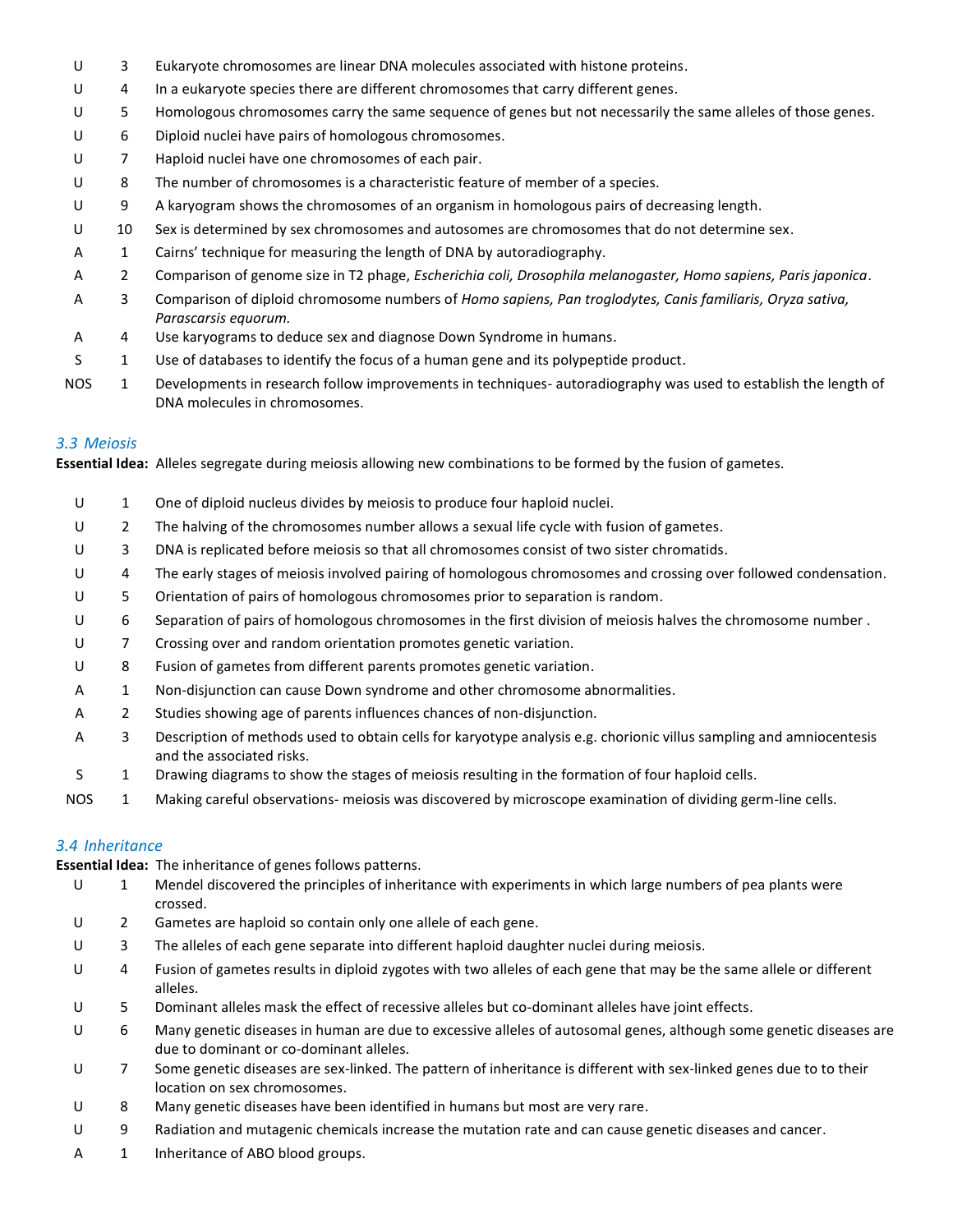| | | |
|---|---|---|
| U | 3 | Eukaryote chromosomes are linear DNA molecules associated with histone proteins. |
| U | 4 | In a eukaryote species there are different chromosomes that carry different genes. |
| U | 5 | Homologous chromosomes carry the same sequence of genes but not necessarily the same alleles of those genes. |
| U | 6 | Diploid nuclei have pairs of homologous chromosomes. |
| U | 7 | Haploid nuclei have one chromosomes of each pair. |
| U | 8 | The number of chromosomes is a characteristic feature of member of a species. |
| U | 9 | A karyogram shows the chromosomes of an organism in homologous pairs of decreasing length. |
| U | 10 | Sex is determined by sex chromosomes and autosomes are chromosomes that do not determine sex. |
| A | 1 | Cairns' technique for measuring the length of DNA by autoradiography. |
| A | 2 | Comparison of genome size in T2 phage, *Escherichia coli, Drosophila melanogaster, Homo sapiens, Paris japonica*. |
| A | 3 | Comparison of diploid chromosome numbers of *Homo sapiens, Pan troglodytes, Canis familiaris, Oryza sativa, Parascarsis equorum.* |
| A | 4 | Use karyograms to deduce sex and diagnose Down Syndrome in humans. |
| S | 1 | Use of databases to identify the focus of a human gene and its polypeptide product. |
| NOS | 1 | Developments in research follow improvements in techniques- autoradiography was used to establish the length of DNA molecules in chromosomes. |

### *3.3 Meiosis*

**Essential Idea:** Alleles segregate during meiosis allowing new combinations to be formed by the fusion of gametes.

| | | |
|---|---|---|
| U | 1 | One of diploid nucleus divides by meiosis to produce four haploid nuclei. |
| U | 2 | The halving of the chromosomes number allows a sexual life cycle with fusion of gametes. |
| U | 3 | DNA is replicated before meiosis so that all chromosomes consist of two sister chromatids. |
| U | 4 | The early stages of meiosis involved pairing of homologous chromosomes and crossing over followed condensation. |
| U | 5 | Orientation of pairs of homologous chromosomes prior to separation is random. |
| U | 6 | Separation of pairs of homologous chromosomes in the first division of meiosis halves the chromosome number . |
| U | 7 | Crossing over and random orientation promotes genetic variation. |
| U | 8 | Fusion of gametes from different parents promotes genetic variation. |
| A | 1 | Non-disjunction can cause Down syndrome and other chromosome abnormalities. |
| A | 2 | Studies showing age of parents influences chances of non-disjunction. |
| A | 3 | Description of methods used to obtain cells for karyotype analysis e.g. chorionic villus sampling and amniocentesis and the associated risks. |
| S | 1 | Drawing diagrams to show the stages of meiosis resulting in the formation of four haploid cells. |
| NOS | 1 | Making careful observations- meiosis was discovered by microscope examination of dividing germ-line cells. |

### *3.4 Inheritance*

**Essential Idea:** The inheritance of genes follows patterns.

| | | |
|---|---|---|
| U | 1 | Mendel discovered the principles of inheritance with experiments in which large numbers of pea plants were crossed. |
| U | 2 | Gametes are haploid so contain only one allele of each gene. |
| U | 3 | The alleles of each gene separate into different haploid daughter nuclei during meiosis. |
| U | 4 | Fusion of gametes results in diploid zygotes with two alleles of each gene that may be the same allele or different alleles. |
| U | 5 | Dominant alleles mask the effect of recessive alleles but co-dominant alleles have joint effects. |
| U | 6 | Many genetic diseases in human are due to excessive alleles of autosomal genes, although some genetic diseases are due to dominant or co-dominant alleles. |
| U | 7 | Some genetic diseases are sex-linked. The pattern of inheritance is different with sex-linked genes due to to their location on sex chromosomes. |
| U | 8 | Many genetic diseases have been identified in humans but most are very rare. |
| U | 9 | Radiation and mutagenic chemicals increase the mutation rate and can cause genetic diseases and cancer. |
| A | 1 | Inheritance of ABO blood groups. |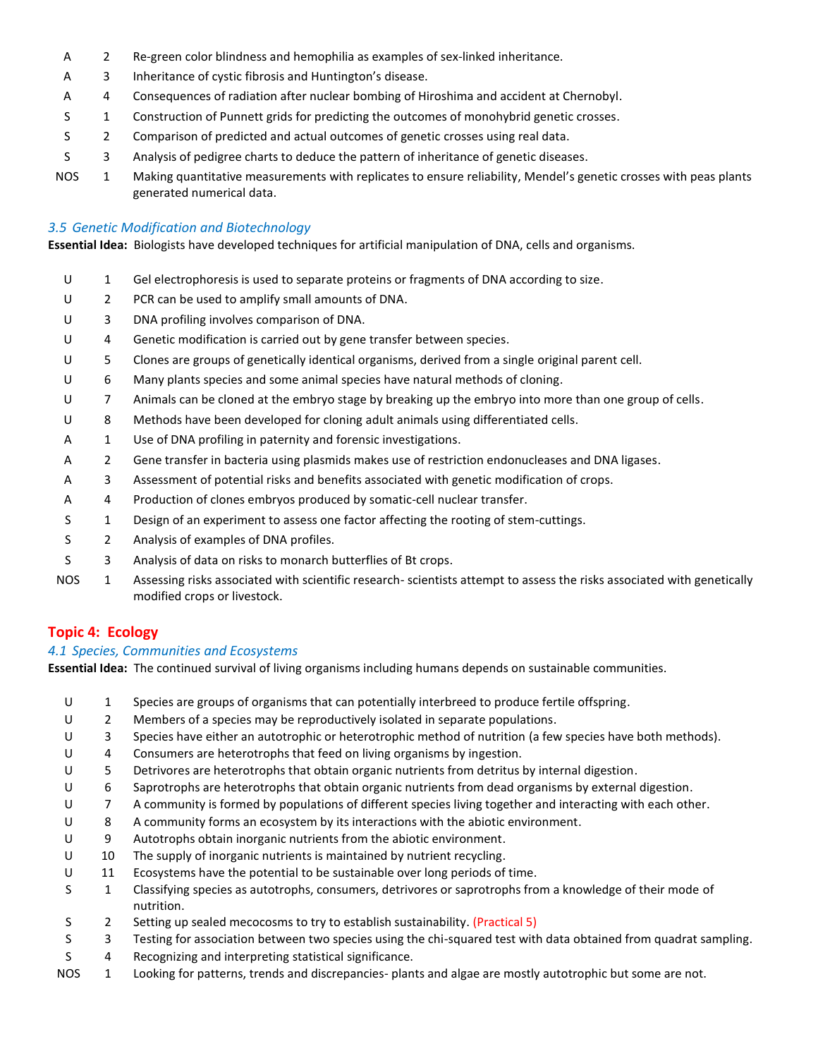| | | |
|---|---|---|
| A | 2 | Re-green color blindness and hemophilia as examples of sex-linked inheritance. |
| A | 3 | Inheritance of cystic fibrosis and Huntington's disease. |
| A | 4 | Consequences of radiation after nuclear bombing of Hiroshima and accident at Chernobyl. |
| S | 1 | Construction of Punnett grids for predicting the outcomes of monohybrid genetic crosses. |
| S | 2 | Comparison of predicted and actual outcomes of genetic crosses using real data. |
| S | 3 | Analysis of pedigree charts to deduce the pattern of inheritance of genetic diseases. |
| NOS | 1 | Making quantitative measurements with replicates to ensure reliability, Mendel's genetic crosses with peas plants generated numerical data. |

### *3.5 Genetic Modification and Biotechnology*

**Essential Idea:** Biologists have developed techniques for artificial manipulation of DNA, cells and organisms.

| | | |
|---|---|---|
| U | 1 | Gel electrophoresis is used to separate proteins or fragments of DNA according to size. |
| U | 2 | PCR can be used to amplify small amounts of DNA. |
| U | 3 | DNA profiling involves comparison of DNA. |
| U | 4 | Genetic modification is carried out by gene transfer between species. |
| U | 5 | Clones are groups of genetically identical organisms, derived from a single original parent cell. |
| U | 6 | Many plants species and some animal species have natural methods of cloning. |
| U | 7 | Animals can be cloned at the embryo stage by breaking up the embryo into more than one group of cells. |
| U | 8 | Methods have been developed for cloning adult animals using differentiated cells. |
| A | 1 | Use of DNA profiling in paternity and forensic investigations. |
| A | 2 | Gene transfer in bacteria using plasmids makes use of restriction endonucleases and DNA ligases. |
| A | 3 | Assessment of potential risks and benefits associated with genetic modification of crops. |
| A | 4 | Production of clones embryos produced by somatic-cell nuclear transfer. |
| S | 1 | Design of an experiment to assess one factor affecting the rooting of stem-cuttings. |
| S | 2 | Analysis of examples of DNA profiles. |
| S | 3 | Analysis of data on risks to monarch butterflies of Bt crops. |
| NOS | 1 | Assessing risks associated with scientific research- scientists attempt to assess the risks associated with genetically modified crops or livestock. |

## Topic 4: Ecology

### *4.1 Species, Communities and Ecosystems*

**Essential Idea:** The continued survival of living organisms including humans depends on sustainable communities.

| | | |
|---|---|---|
| U | 1 | Species are groups of organisms that can potentially interbreed to produce fertile offspring. |
| U | 2 | Members of a species may be reproductively isolated in separate populations. |
| U | 3 | Species have either an autotrophic or heterotrophic method of nutrition (a few species have both methods). |
| U | 4 | Consumers are heterotrophs that feed on living organisms by ingestion. |
| U | 5 | Detrivores are heterotrophs that obtain organic nutrients from detritus by internal digestion. |
| U | 6 | Saprotrophs are heterotrophs that obtain organic nutrients from dead organisms by external digestion. |
| U | 7 | A community is formed by populations of different species living together and interacting with each other. |
| U | 8 | A community forms an ecosystem by its interactions with the abiotic environment. |
| U | 9 | Autotrophs obtain inorganic nutrients from the abiotic environment. |
| U | 10 | The supply of inorganic nutrients is maintained by nutrient recycling. |
| U | 11 | Ecosystems have the potential to be sustainable over long periods of time. |
| S | 1 | Classifying species as autotrophs, consumers, detrivores or saprotrophs from a knowledge of their mode of nutrition. |
| S | 2 | Setting up sealed mecocosms to try to establish sustainability. (Practical 5) |
| S | 3 | Testing for association between two species using the chi-squared test with data obtained from quadrat sampling. |
| S | 4 | Recognizing and interpreting statistical significance. |
| NOS | 1 | Looking for patterns, trends and discrepancies- plants and algae are mostly autotrophic but some are not. |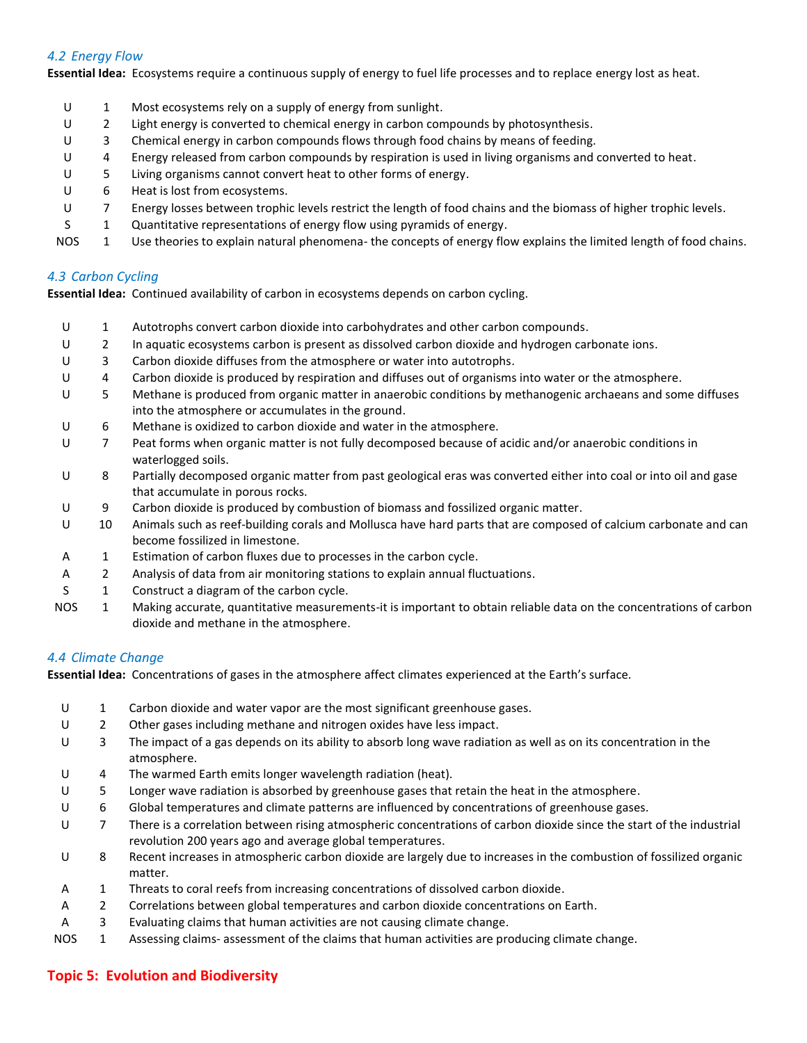### *4.2 Energy Flow*

**Essential Idea:** Ecosystems require a continuous supply of energy to fuel life processes and to replace energy lost as heat.

| | | |
|---|---|---|
| U | 1 | Most ecosystems rely on a supply of energy from sunlight. |
| U | 2 | Light energy is converted to chemical energy in carbon compounds by photosynthesis. |
| U | 3 | Chemical energy in carbon compounds flows through food chains by means of feeding. |
| U | 4 | Energy released from carbon compounds by respiration is used in living organisms and converted to heat. |
| U | 5 | Living organisms cannot convert heat to other forms of energy. |
| U | 6 | Heat is lost from ecosystems. |
| U | 7 | Energy losses between trophic levels restrict the length of food chains and the biomass of higher trophic levels. |
| S | 1 | Quantitative representations of energy flow using pyramids of energy. |
| NOS | 1 | Use theories to explain natural phenomena- the concepts of energy flow explains the limited length of food chains. |

### *4.3 Carbon Cycling*

**Essential Idea:** Continued availability of carbon in ecosystems depends on carbon cycling.

| | | |
|---|---|---|
| U | 1 | Autotrophs convert carbon dioxide into carbohydrates and other carbon compounds. |
| U | 2 | In aquatic ecosystems carbon is present as dissolved carbon dioxide and hydrogen carbonate ions. |
| U | 3 | Carbon dioxide diffuses from the atmosphere or water into autotrophs. |
| U | 4 | Carbon dioxide is produced by respiration and diffuses out of organisms into water or the atmosphere. |
| U | 5 | Methane is produced from organic matter in anaerobic conditions by methanogenic archaeans and some diffuses into the atmosphere or accumulates in the ground. |
| U | 6 | Methane is oxidized to carbon dioxide and water in the atmosphere. |
| U | 7 | Peat forms when organic matter is not fully decomposed because of acidic and/or anaerobic conditions in waterlogged soils. |
| U | 8 | Partially decomposed organic matter from past geological eras was converted either into coal or into oil and gase that accumulate in porous rocks. |
| U | 9 | Carbon dioxide is produced by combustion of biomass and fossilized organic matter. |
| U | 10 | Animals such as reef-building corals and Mollusca have hard parts that are composed of calcium carbonate and can become fossilized in limestone. |
| A | 1 | Estimation of carbon fluxes due to processes in the carbon cycle. |
| A | 2 | Analysis of data from air monitoring stations to explain annual fluctuations. |
| S | 1 | Construct a diagram of the carbon cycle. |
| NOS | 1 | Making accurate, quantitative measurements-it is important to obtain reliable data on the concentrations of carbon dioxide and methane in the atmosphere. |

### *4.4 Climate Change*

**Essential Idea:** Concentrations of gases in the atmosphere affect climates experienced at the Earth's surface.

| | | |
|---|---|---|
| U | 1 | Carbon dioxide and water vapor are the most significant greenhouse gases. |
| U | 2 | Other gases including methane and nitrogen oxides have less impact. |
| U | 3 | The impact of a gas depends on its ability to absorb long wave radiation as well as on its concentration in the atmosphere. |
| U | 4 | The warmed Earth emits longer wavelength radiation (heat). |
| U | 5 | Longer wave radiation is absorbed by greenhouse gases that retain the heat in the atmosphere. |
| U | 6 | Global temperatures and climate patterns are influenced by concentrations of greenhouse gases. |
| U | 7 | There is a correlation between rising atmospheric concentrations of carbon dioxide since the start of the industrial revolution 200 years ago and average global temperatures. |
| U | 8 | Recent increases in atmospheric carbon dioxide are largely due to increases in the combustion of fossilized organic matter. |
| A | 1 | Threats to coral reefs from increasing concentrations of dissolved carbon dioxide. |
| A | 2 | Correlations between global temperatures and carbon dioxide concentrations on Earth. |
| A | 3 | Evaluating claims that human activities are not causing climate change. |
| NOS | 1 | Assessing claims- assessment of the claims that human activities are producing climate change. |

## **Topic 5: Evolution and Biodiversity**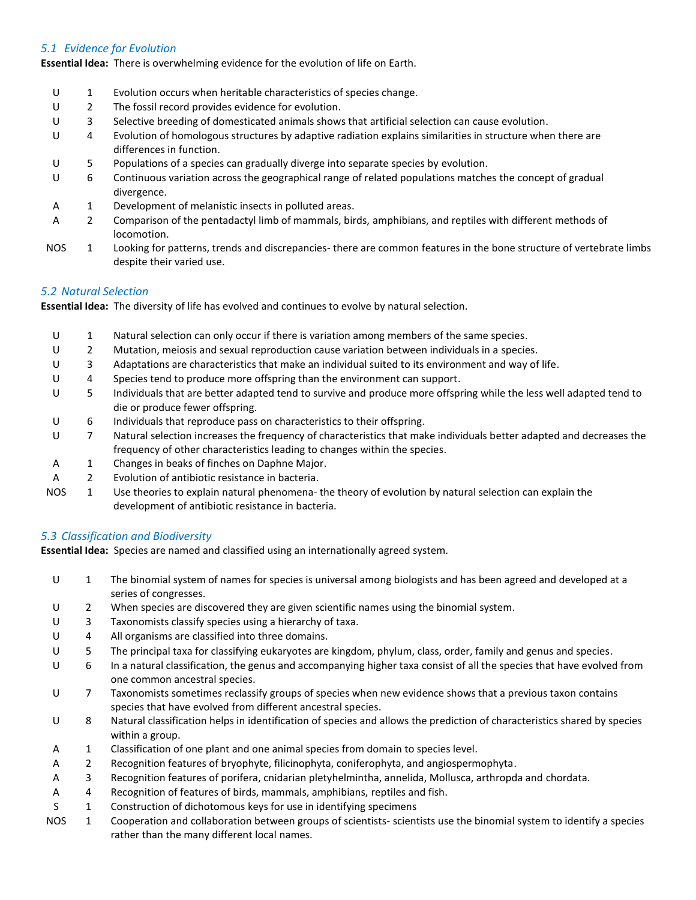### *5.1 Evidence for Evolution*

**Essential Idea:** There is overwhelming evidence for the evolution of life on Earth.

| | | |
|---|---|---|
| U | 1 | Evolution occurs when heritable characteristics of species change. |
| U | 2 | The fossil record provides evidence for evolution. |
| U | 3 | Selective breeding of domesticated animals shows that artificial selection can cause evolution. |
| U | 4 | Evolution of homologous structures by adaptive radiation explains similarities in structure when there are differences in function. |
| U | 5 | Populations of a species can gradually diverge into separate species by evolution. |
| U | 6 | Continuous variation across the geographical range of related populations matches the concept of gradual divergence. |
| A | 1 | Development of melanistic insects in polluted areas. |
| A | 2 | Comparison of the pentadactyl limb of mammals, birds, amphibians, and reptiles with different methods of locomotion. |
| NOS | 1 | Looking for patterns, trends and discrepancies- there are common features in the bone structure of vertebrate limbs despite their varied use. |

### *5.2 Natural Selection*

**Essential Idea:** The diversity of life has evolved and continues to evolve by natural selection.

| | | |
|---|---|---|
| U | 1 | Natural selection can only occur if there is variation among members of the same species. |
| U | 2 | Mutation, meiosis and sexual reproduction cause variation between individuals in a species. |
| U | 3 | Adaptations are characteristics that make an individual suited to its environment and way of life. |
| U | 4 | Species tend to produce more offspring than the environment can support. |
| U | 5 | Individuals that are better adapted tend to survive and produce more offspring while the less well adapted tend to die or produce fewer offspring. |
| U | 6 | Individuals that reproduce pass on characteristics to their offspring. |
| U | 7 | Natural selection increases the frequency of characteristics that make individuals better adapted and decreases the frequency of other characteristics leading to changes within the species. |
| A | 1 | Changes in beaks of finches on Daphne Major. |
| A | 2 | Evolution of antibiotic resistance in bacteria. |
| NOS | 1 | Use theories to explain natural phenomena- the theory of evolution by natural selection can explain the development of antibiotic resistance in bacteria. |

### *5.3 Classification and Biodiversity*

**Essential Idea:** Species are named and classified using an internationally agreed system.

| | | |
|---|---|---|
| U | 1 | The binomial system of names for species is universal among biologists and has been agreed and developed at a series of congresses. |
| U | 2 | When species are discovered they are given scientific names using the binomial system. |
| U | 3 | Taxonomists classify species using a hierarchy of taxa. |
| U | 4 | All organisms are classified into three domains. |
| U | 5 | The principal taxa for classifying eukaryotes are kingdom, phylum, class, order, family and genus and species. |
| U | 6 | In a natural classification, the genus and accompanying higher taxa consist of all the species that have evolved from one common ancestral species. |
| U | 7 | Taxonomists sometimes reclassify groups of species when new evidence shows that a previous taxon contains species that have evolved from different ancestral species. |
| U | 8 | Natural classification helps in identification of species and allows the prediction of characteristics shared by species within a group. |
| A | 1 | Classification of one plant and one animal species from domain to species level. |
| A | 2 | Recognition features of bryophyte, filicinophyta, coniferophyta, and angiospermophyta. |
| A | 3 | Recognition features of porifera, cnidarian pletyhelmintha, annelida, Mollusca, arthropda and chordata. |
| A | 4 | Recognition of features of birds, mammals, amphibians, reptiles and fish. |
| S | 1 | Construction of dichotomous keys for use in identifying specimens |
| NOS | 1 | Cooperation and collaboration between groups of scientists- scientists use the binomial system to identify a species rather than the many different local names. |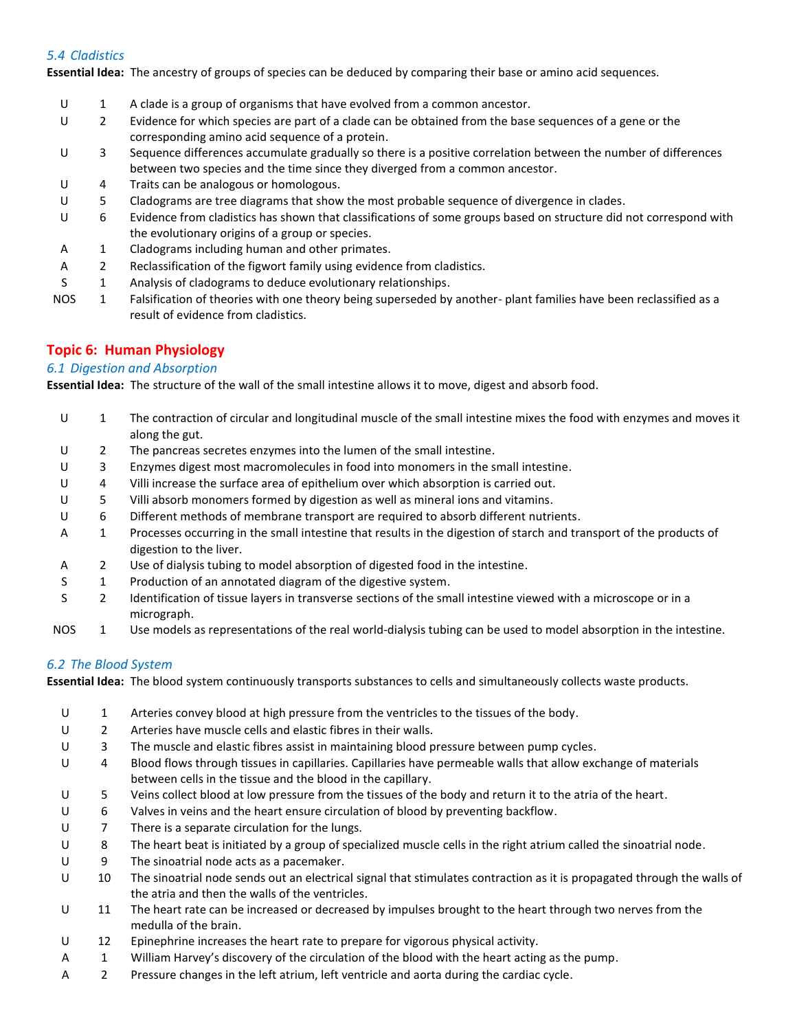### *5.4 Cladistics*

**Essential Idea:** The ancestry of groups of species can be deduced by comparing their base or amino acid sequences.

| | | |
|---|---|---|
| U | 1 | A clade is a group of organisms that have evolved from a common ancestor. |
| U | 2 | Evidence for which species are part of a clade can be obtained from the base sequences of a gene or the corresponding amino acid sequence of a protein. |
| U | 3 | Sequence differences accumulate gradually so there is a positive correlation between the number of differences between two species and the time since they diverged from a common ancestor. |
| U | 4 | Traits can be analogous or homologous. |
| U | 5 | Cladograms are tree diagrams that show the most probable sequence of divergence in clades. |
| U | 6 | Evidence from cladistics has shown that classifications of some groups based on structure did not correspond with the evolutionary origins of a group or species. |
| A | 1 | Cladograms including human and other primates. |
| A | 2 | Reclassification of the figwort family using evidence from cladistics. |
| S | 1 | Analysis of cladograms to deduce evolutionary relationships. |
| NOS | 1 | Falsification of theories with one theory being superseded by another- plant families have been reclassified as a result of evidence from cladistics. |

## Topic 6: Human Physiology

### *6.1 Digestion and Absorption*

**Essential Idea:** The structure of the wall of the small intestine allows it to move, digest and absorb food.

| | | |
|---|---|---|
| U | 1 | The contraction of circular and longitudinal muscle of the small intestine mixes the food with enzymes and moves it along the gut. |
| U | 2 | The pancreas secretes enzymes into the lumen of the small intestine. |
| U | 3 | Enzymes digest most macromolecules in food into monomers in the small intestine. |
| U | 4 | Villi increase the surface area of epithelium over which absorption is carried out. |
| U | 5 | Villi absorb monomers formed by digestion as well as mineral ions and vitamins. |
| U | 6 | Different methods of membrane transport are required to absorb different nutrients. |
| A | 1 | Processes occurring in the small intestine that results in the digestion of starch and transport of the products of digestion to the liver. |
| A | 2 | Use of dialysis tubing to model absorption of digested food in the intestine. |
| S | 1 | Production of an annotated diagram of the digestive system. |
| S | 2 | Identification of tissue layers in transverse sections of the small intestine viewed with a microscope or in a micrograph. |
| NOS | 1 | Use models as representations of the real world-dialysis tubing can be used to model absorption in the intestine. |

### *6.2 The Blood System*

**Essential Idea:** The blood system continuously transports substances to cells and simultaneously collects waste products.

| | | |
|---|---|---|
| U | 1 | Arteries convey blood at high pressure from the ventricles to the tissues of the body. |
| U | 2 | Arteries have muscle cells and elastic fibres in their walls. |
| U | 3 | The muscle and elastic fibres assist in maintaining blood pressure between pump cycles. |
| U | 4 | Blood flows through tissues in capillaries. Capillaries have permeable walls that allow exchange of materials between cells in the tissue and the blood in the capillary. |
| U | 5 | Veins collect blood at low pressure from the tissues of the body and return it to the atria of the heart. |
| U | 6 | Valves in veins and the heart ensure circulation of blood by preventing backflow. |
| U | 7 | There is a separate circulation for the lungs. |
| U | 8 | The heart beat is initiated by a group of specialized muscle cells in the right atrium called the sinoatrial node. |
| U | 9 | The sinoatrial node acts as a pacemaker. |
| U | 10 | The sinoatrial node sends out an electrical signal that stimulates contraction as it is propagated through the walls of the atria and then the walls of the ventricles. |
| U | 11 | The heart rate can be increased or decreased by impulses brought to the heart through two nerves from the medulla of the brain. |
| U | 12 | Epinephrine increases the heart rate to prepare for vigorous physical activity. |
| A | 1 | William Harvey's discovery of the circulation of the blood with the heart acting as the pump. |
| A | 2 | Pressure changes in the left atrium, left ventricle and aorta during the cardiac cycle. |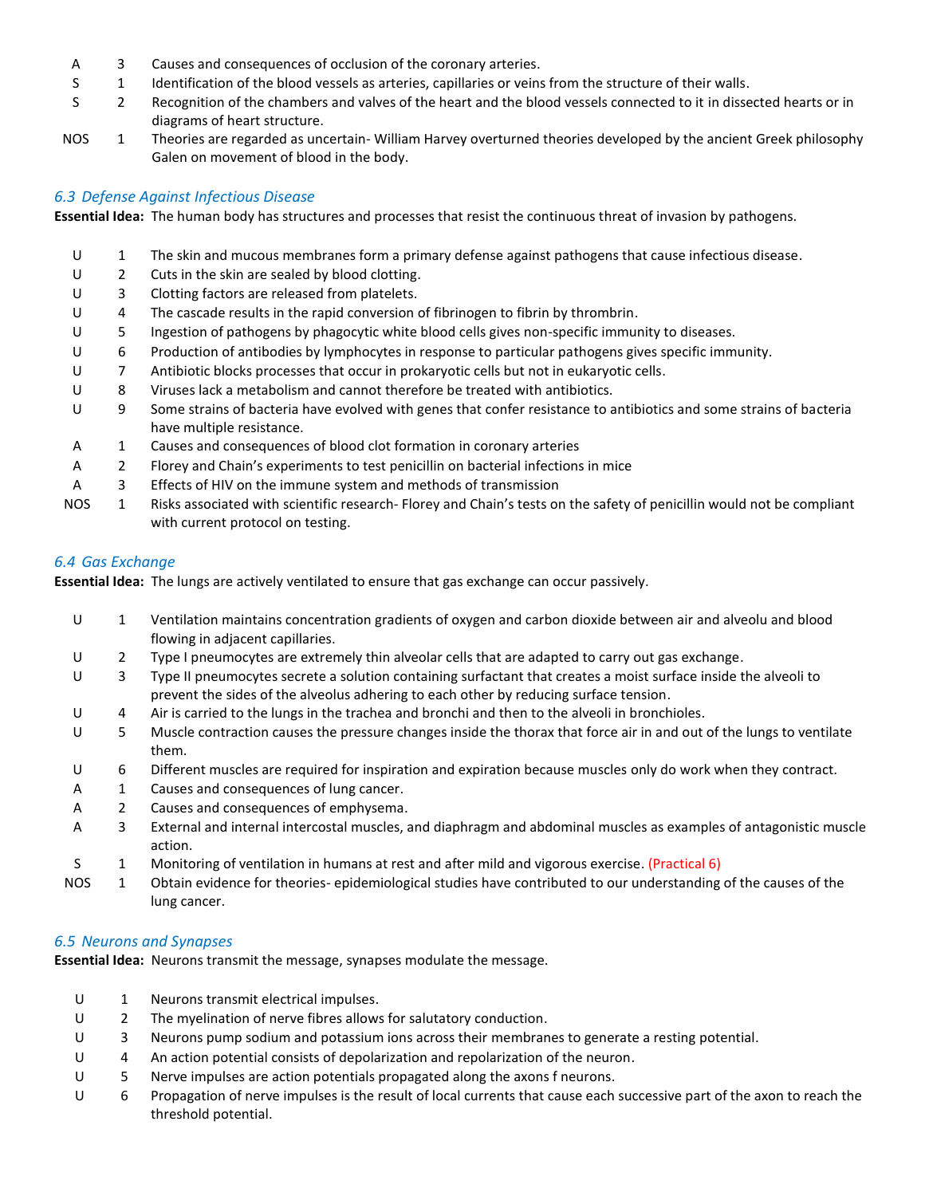| | | |
|---|---|---|
| A | 3 | Causes and consequences of occlusion of the coronary arteries. |
| S | 1 | Identification of the blood vessels as arteries, capillaries or veins from the structure of their walls. |
| S | 2 | Recognition of the chambers and valves of the heart and the blood vessels connected to it in dissected hearts or in diagrams of heart structure. |
| NOS | 1 | Theories are regarded as uncertain- William Harvey overturned theories developed by the ancient Greek philosophy Galen on movement of blood in the body. |

### *6.3 Defense Against Infectious Disease*

**Essential Idea:** The human body has structures and processes that resist the continuous threat of invasion by pathogens.

| | | |
|---|---|---|
| U | 1 | The skin and mucous membranes form a primary defense against pathogens that cause infectious disease. |
| U | 2 | Cuts in the skin are sealed by blood clotting. |
| U | 3 | Clotting factors are released from platelets. |
| U | 4 | The cascade results in the rapid conversion of fibrinogen to fibrin by thrombrin. |
| U | 5 | Ingestion of pathogens by phagocytic white blood cells gives non-specific immunity to diseases. |
| U | 6 | Production of antibodies by lymphocytes in response to particular pathogens gives specific immunity. |
| U | 7 | Antibiotic blocks processes that occur in prokaryotic cells but not in eukaryotic cells. |
| U | 8 | Viruses lack a metabolism and cannot therefore be treated with antibiotics. |
| U | 9 | Some strains of bacteria have evolved with genes that confer resistance to antibiotics and some strains of bacteria have multiple resistance. |
| A | 1 | Causes and consequences of blood clot formation in coronary arteries |
| A | 2 | Florey and Chain's experiments to test penicillin on bacterial infections in mice |
| A | 3 | Effects of HIV on the immune system and methods of transmission |
| NOS | 1 | Risks associated with scientific research- Florey and Chain's tests on the safety of penicillin would not be compliant with current protocol on testing. |

### *6.4 Gas Exchange*

**Essential Idea:** The lungs are actively ventilated to ensure that gas exchange can occur passively.

| | | |
|---|---|---|
| U | 1 | Ventilation maintains concentration gradients of oxygen and carbon dioxide between air and alveolu and blood flowing in adjacent capillaries. |
| U | 2 | Type I pneumocytes are extremely thin alveolar cells that are adapted to carry out gas exchange. |
| U | 3 | Type II pneumocytes secrete a solution containing surfactant that creates a moist surface inside the alveoli to prevent the sides of the alveolus adhering to each other by reducing surface tension. |
| U | 4 | Air is carried to the lungs in the trachea and bronchi and then to the alveoli in bronchioles. |
| U | 5 | Muscle contraction causes the pressure changes inside the thorax that force air in and out of the lungs to ventilate them. |
| U | 6 | Different muscles are required for inspiration and expiration because muscles only do work when they contract. |
| A | 1 | Causes and consequences of lung cancer. |
| A | 2 | Causes and consequences of emphysema. |
| A | 3 | External and internal intercostal muscles, and diaphragm and abdominal muscles as examples of antagonistic muscle action. |
| S | 1 | Monitoring of ventilation in humans at rest and after mild and vigorous exercise. (Practical 6) |
| NOS | 1 | Obtain evidence for theories- epidemiological studies have contributed to our understanding of the causes of the lung cancer. |

### *6.5 Neurons and Synapses*

**Essential Idea:** Neurons transmit the message, synapses modulate the message.

| | | |
|---|---|---|
| U | 1 | Neurons transmit electrical impulses. |
| U | 2 | The myelination of nerve fibres allows for salutatory conduction. |
| U | 3 | Neurons pump sodium and potassium ions across their membranes to generate a resting potential. |
| U | 4 | An action potential consists of depolarization and repolarization of the neuron. |
| U | 5 | Nerve impulses are action potentials propagated along the axons f neurons. |
| U | 6 | Propagation of nerve impulses is the result of local currents that cause each successive part of the axon to reach the threshold potential. |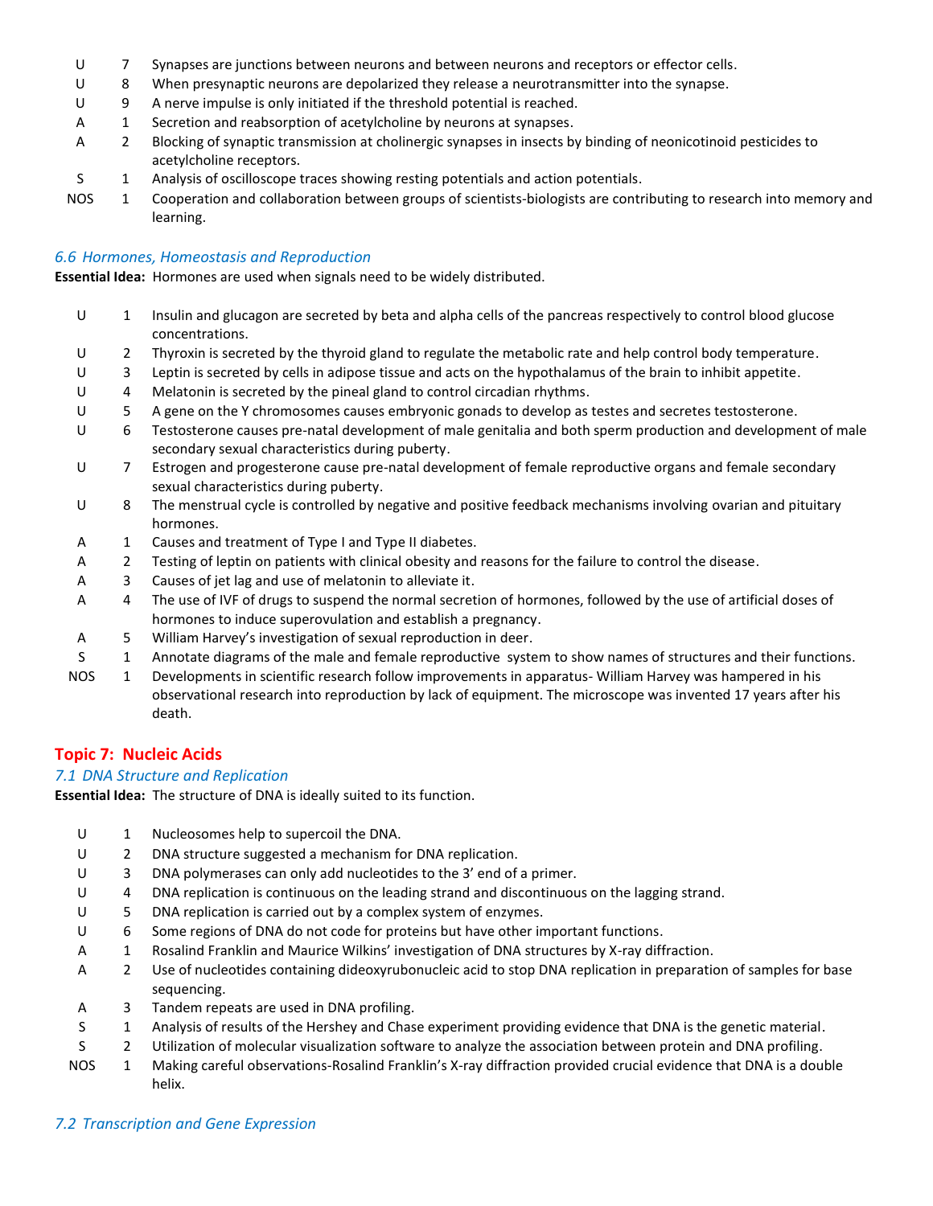| | | |
|---|---|---|
| U | 7 | Synapses are junctions between neurons and between neurons and receptors or effector cells. |
| U | 8 | When presynaptic neurons are depolarized they release a neurotransmitter into the synapse. |
| U | 9 | A nerve impulse is only initiated if the threshold potential is reached. |
| A | 1 | Secretion and reabsorption of acetylcholine by neurons at synapses. |
| A | 2 | Blocking of synaptic transmission at cholinergic synapses in insects by binding of neonicotinoid pesticides to acetylcholine receptors. |
| S | 1 | Analysis of oscilloscope traces showing resting potentials and action potentials. |
| NOS | 1 | Cooperation and collaboration between groups of scientists-biologists are contributing to research into memory and learning. |

### *6.6 Hormones, Homeostasis and Reproduction*

**Essential Idea:** Hormones are used when signals need to be widely distributed.

| | | |
|---|---|---|
| U | 1 | Insulin and glucagon are secreted by beta and alpha cells of the pancreas respectively to control blood glucose concentrations. |
| U | 2 | Thyroxin is secreted by the thyroid gland to regulate the metabolic rate and help control body temperature. |
| U | 3 | Leptin is secreted by cells in adipose tissue and acts on the hypothalamus of the brain to inhibit appetite. |
| U | 4 | Melatonin is secreted by the pineal gland to control circadian rhythms. |
| U | 5 | A gene on the Y chromosomes causes embryonic gonads to develop as testes and secretes testosterone. |
| U | 6 | Testosterone causes pre-natal development of male genitalia and both sperm production and development of male secondary sexual characteristics during puberty. |
| U | 7 | Estrogen and progesterone cause pre-natal development of female reproductive organs and female secondary sexual characteristics during puberty. |
| U | 8 | The menstrual cycle is controlled by negative and positive feedback mechanisms involving ovarian and pituitary hormones. |
| A | 1 | Causes and treatment of Type I and Type II diabetes. |
| A | 2 | Testing of leptin on patients with clinical obesity and reasons for the failure to control the disease. |
| A | 3 | Causes of jet lag and use of melatonin to alleviate it. |
| A | 4 | The use of IVF of drugs to suspend the normal secretion of hormones, followed by the use of artificial doses of hormones to induce superovulation and establish a pregnancy. |
| A | 5 | William Harvey's investigation of sexual reproduction in deer. |
| S | 1 | Annotate diagrams of the male and female reproductive system to show names of structures and their functions. |
| NOS | 1 | Developments in scientific research follow improvements in apparatus- William Harvey was hampered in his observational research into reproduction by lack of equipment. The microscope was invented 17 years after his death. |

## Topic 7: Nucleic Acids

### *7.1 DNA Structure and Replication*

**Essential Idea:** The structure of DNA is ideally suited to its function.

| | | |
|---|---|---|
| U | 1 | Nucleosomes help to supercoil the DNA. |
| U | 2 | DNA structure suggested a mechanism for DNA replication. |
| U | 3 | DNA polymerases can only add nucleotides to the 3' end of a primer. |
| U | 4 | DNA replication is continuous on the leading strand and discontinuous on the lagging strand. |
| U | 5 | DNA replication is carried out by a complex system of enzymes. |
| U | 6 | Some regions of DNA do not code for proteins but have other important functions. |
| A | 1 | Rosalind Franklin and Maurice Wilkins' investigation of DNA structures by X-ray diffraction. |
| A | 2 | Use of nucleotides containing dideoxyrubonucleic acid to stop DNA replication in preparation of samples for base sequencing. |
| A | 3 | Tandem repeats are used in DNA profiling. |
| S | 1 | Analysis of results of the Hershey and Chase experiment providing evidence that DNA is the genetic material. |
| S | 2 | Utilization of molecular visualization software to analyze the association between protein and DNA profiling. |
| NOS | 1 | Making careful observations-Rosalind Franklin's X-ray diffraction provided crucial evidence that DNA is a double helix. |

### *7.2 Transcription and Gene Expression*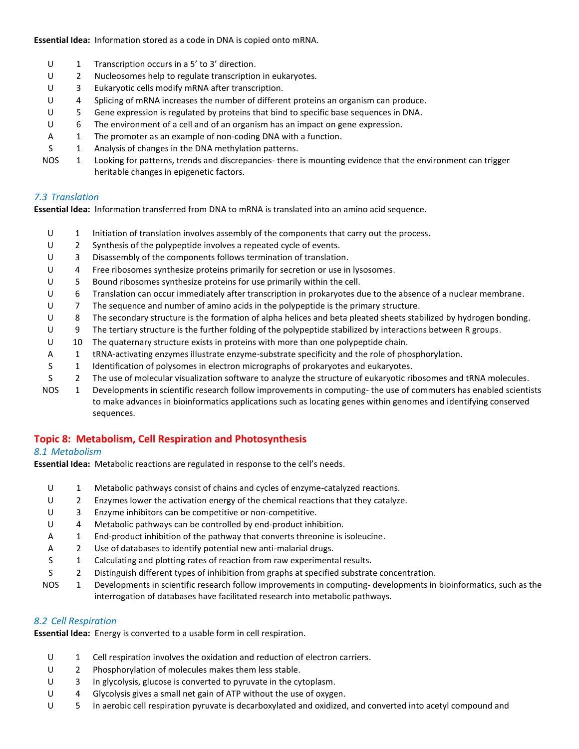**Essential Idea:** Information stored as a code in DNA is copied onto mRNA.

| | | |
|---|---|---|
| U | 1 | Transcription occurs in a 5' to 3' direction. |
| U | 2 | Nucleosomes help to regulate transcription in eukaryotes. |
| U | 3 | Eukaryotic cells modify mRNA after transcription. |
| U | 4 | Splicing of mRNA increases the number of different proteins an organism can produce. |
| U | 5 | Gene expression is regulated by proteins that bind to specific base sequences in DNA. |
| U | 6 | The environment of a cell and of an organism has an impact on gene expression. |
| A | 1 | The promoter as an example of non-coding DNA with a function. |
| S | 1 | Analysis of changes in the DNA methylation patterns. |
| NOS | 1 | Looking for patterns, trends and discrepancies- there is mounting evidence that the environment can trigger heritable changes in epigenetic factors. |

### *7.3 Translation*

**Essential Idea:** Information transferred from DNA to mRNA is translated into an amino acid sequence.

| | | |
|---|---|---|
| U | 1 | Initiation of translation involves assembly of the components that carry out the process. |
| U | 2 | Synthesis of the polypeptide involves a repeated cycle of events. |
| U | 3 | Disassembly of the components follows termination of translation. |
| U | 4 | Free ribosomes synthesize proteins primarily for secretion or use in lysosomes. |
| U | 5 | Bound ribosomes synthesize proteins for use primarily within the cell. |
| U | 6 | Translation can occur immediately after transcription in prokaryotes due to the absence of a nuclear membrane. |
| U | 7 | The sequence and number of amino acids in the polypeptide is the primary structure. |
| U | 8 | The secondary structure is the formation of alpha helices and beta pleated sheets stabilized by hydrogen bonding. |
| U | 9 | The tertiary structure is the further folding of the polypeptide stabilized by interactions between R groups. |
| U | 10 | The quaternary structure exists in proteins with more than one polypeptide chain. |
| A | 1 | tRNA-activating enzymes illustrate enzyme-substrate specificity and the role of phosphorylation. |
| S | 1 | Identification of polysomes in electron micrographs of prokaryotes and eukaryotes. |
| S | 2 | The use of molecular visualization software to analyze the structure of eukaryotic ribosomes and tRNA molecules. |
| NOS | 1 | Developments in scientific research follow improvements in computing- the use of commuters has enabled scientists to make advances in bioinformatics applications such as locating genes within genomes and identifying conserved sequences. |

## Topic 8: Metabolism, Cell Respiration and Photosynthesis

### *8.1 Metabolism*

**Essential Idea:** Metabolic reactions are regulated in response to the cell's needs.

| | | |
|---|---|---|
| U | 1 | Metabolic pathways consist of chains and cycles of enzyme-catalyzed reactions. |
| U | 2 | Enzymes lower the activation energy of the chemical reactions that they catalyze. |
| U | 3 | Enzyme inhibitors can be competitive or non-competitive. |
| U | 4 | Metabolic pathways can be controlled by end-product inhibition. |
| A | 1 | End-product inhibition of the pathway that converts threonine is isoleucine. |
| A | 2 | Use of databases to identify potential new anti-malarial drugs. |
| S | 1 | Calculating and plotting rates of reaction from raw experimental results. |
| S | 2 | Distinguish different types of inhibition from graphs at specified substrate concentration. |
| NOS | 1 | Developments in scientific research follow improvements in computing- developments in bioinformatics, such as the interrogation of databases have facilitated research into metabolic pathways. |

### *8.2 Cell Respiration*

**Essential Idea:** Energy is converted to a usable form in cell respiration.

| | | |
|---|---|---|
| U | 1 | Cell respiration involves the oxidation and reduction of electron carriers. |
| U | 2 | Phosphorylation of molecules makes them less stable. |
| U | 3 | In glycolysis, glucose is converted to pyruvate in the cytoplasm. |
| U | 4 | Glycolysis gives a small net gain of ATP without the use of oxygen. |
| U | 5 | In aerobic cell respiration pyruvate is decarboxylated and oxidized, and converted into acetyl compound and |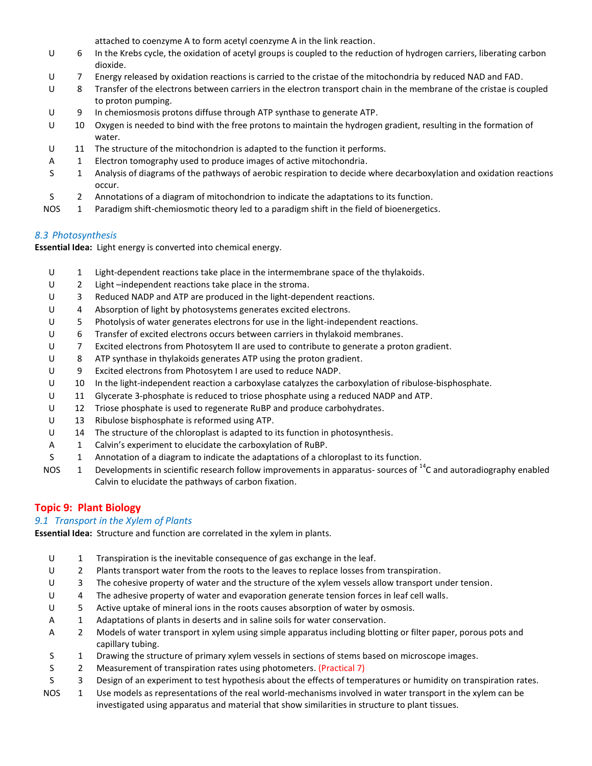| | | |
|---|---|---|
| | | attached to coenzyme A to form acetyl coenzyme A in the link reaction. |
| U | 6 | In the Krebs cycle, the oxidation of acetyl groups is coupled to the reduction of hydrogen carriers, liberating carbon dioxide. |
| U | 7 | Energy released by oxidation reactions is carried to the cristae of the mitochondria by reduced NAD and FAD. |
| U | 8 | Transfer of the electrons between carriers in the electron transport chain in the membrane of the cristae is coupled to proton pumping. |
| U | 9 | In chemiosmosis protons diffuse through ATP synthase to generate ATP. |
| U | 10 | Oxygen is needed to bind with the free protons to maintain the hydrogen gradient, resulting in the formation of water. |
| U | 11 | The structure of the mitochondrion is adapted to the function it performs. |
| A | 1 | Electron tomography used to produce images of active mitochondria. |
| S | 1 | Analysis of diagrams of the pathways of aerobic respiration to decide where decarboxylation and oxidation reactions occur. |
| S | 2 | Annotations of a diagram of mitochondrion to indicate the adaptations to its function. |
| NOS | 1 | Paradigm shift-chemiosmotic theory led to a paradigm shift in the field of bioenergetics. |

### *8.3 Photosynthesis*

**Essential Idea:** Light energy is converted into chemical energy.

| | | |
|---|---|---|
| U | 1 | Light-dependent reactions take place in the intermembrane space of the thylakoids. |
| U | 2 | Light –independent reactions take place in the stroma. |
| U | 3 | Reduced NADP and ATP are produced in the light-dependent reactions. |
| U | 4 | Absorption of light by photosystems generates excited electrons. |
| U | 5 | Photolysis of water generates electrons for use in the light-independent reactions. |
| U | 6 | Transfer of excited electrons occurs between carriers in thylakoid membranes. |
| U | 7 | Excited electrons from Photosytem II are used to contribute to generate a proton gradient. |
| U | 8 | ATP synthase in thylakoids generates ATP using the proton gradient. |
| U | 9 | Excited electrons from Photosytem I are used to reduce NADP. |
| U | 10 | In the light-independent reaction a carboxylase catalyzes the carboxylation of ribulose-bisphosphate. |
| U | 11 | Glycerate 3-phosphate is reduced to triose phosphate using a reduced NADP and ATP. |
| U | 12 | Triose phosphate is used to regenerate RuBP and produce carbohydrates. |
| U | 13 | Ribulose bisphosphate is reformed using ATP. |
| U | 14 | The structure of the chloroplast is adapted to its function in photosynthesis. |
| A | 1 | Calvin's experiment to elucidate the carboxylation of RuBP. |
| S | 1 | Annotation of a diagram to indicate the adaptations of a chloroplast to its function. |
| NOS | 1 | Developments in scientific research follow improvements in apparatus- sources of $^{14}C$ and autoradiography enabled Calvin to elucidate the pathways of carbon fixation. |

## Topic 9: Plant Biology

### *9.1 Transport in the Xylem of Plants*

**Essential Idea:** Structure and function are correlated in the xylem in plants.

| | | |
|---|---|---|
| U | 1 | Transpiration is the inevitable consequence of gas exchange in the leaf. |
| U | 2 | Plants transport water from the roots to the leaves to replace losses from transpiration. |
| U | 3 | The cohesive property of water and the structure of the xylem vessels allow transport under tension. |
| U | 4 | The adhesive property of water and evaporation generate tension forces in leaf cell walls. |
| U | 5 | Active uptake of mineral ions in the roots causes absorption of water by osmosis. |
| A | 1 | Adaptations of plants in deserts and in saline soils for water conservation. |
| A | 2 | Models of water transport in xylem using simple apparatus including blotting or filter paper, porous pots and capillary tubing. |
| S | 1 | Drawing the structure of primary xylem vessels in sections of stems based on microscope images. |
| S | 2 | Measurement of transpiration rates using photometers. (Practical 7) |
| S | 3 | Design of an experiment to test hypothesis about the effects of temperatures or humidity on transpiration rates. |
| NOS | 1 | Use models as representations of the real world-mechanisms involved in water transport in the xylem can be investigated using apparatus and material that show similarities in structure to plant tissues. |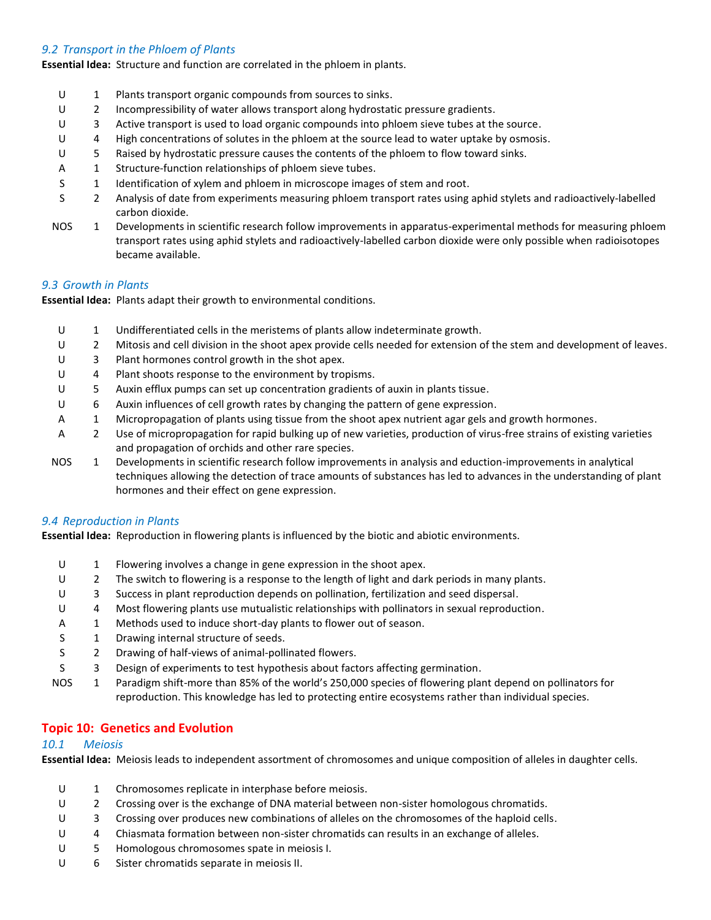### *9.2 Transport in the Phloem of Plants*

**Essential Idea:** Structure and function are correlated in the phloem in plants.

| | | |
|---|---|---|
| U | 1 | Plants transport organic compounds from sources to sinks. |
| U | 2 | Incompressibility of water allows transport along hydrostatic pressure gradients. |
| U | 3 | Active transport is used to load organic compounds into phloem sieve tubes at the source. |
| U | 4 | High concentrations of solutes in the phloem at the source lead to water uptake by osmosis. |
| U | 5 | Raised by hydrostatic pressure causes the contents of the phloem to flow toward sinks. |
| A | 1 | Structure-function relationships of phloem sieve tubes. |
| S | 1 | Identification of xylem and phloem in microscope images of stem and root. |
| S | 2 | Analysis of date from experiments measuring phloem transport rates using aphid stylets and radioactively-labelled carbon dioxide. |
| NOS | 1 | Developments in scientific research follow improvements in apparatus-experimental methods for measuring phloem transport rates using aphid stylets and radioactively-labelled carbon dioxide were only possible when radioisotopes became available. |

### *9.3 Growth in Plants*

**Essential Idea:** Plants adapt their growth to environmental conditions.

| | | |
|---|---|---|
| U | 1 | Undifferentiated cells in the meristems of plants allow indeterminate growth. |
| U | 2 | Mitosis and cell division in the shoot apex provide cells needed for extension of the stem and development of leaves. |
| U | 3 | Plant hormones control growth in the shot apex. |
| U | 4 | Plant shoots response to the environment by tropisms. |
| U | 5 | Auxin efflux pumps can set up concentration gradients of auxin in plants tissue. |
| U | 6 | Auxin influences of cell growth rates by changing the pattern of gene expression. |
| A | 1 | Micropropagation of plants using tissue from the shoot apex nutrient agar gels and growth hormones. |
| A | 2 | Use of micropropagation for rapid bulking up of new varieties, production of virus-free strains of existing varieties and propagation of orchids and other rare species. |
| NOS | 1 | Developments in scientific research follow improvements in analysis and eduction-improvements in analytical techniques allowing the detection of trace amounts of substances has led to advances in the understanding of plant hormones and their effect on gene expression. |

### *9.4 Reproduction in Plants*

**Essential Idea:** Reproduction in flowering plants is influenced by the biotic and abiotic environments.

| | | |
|---|---|---|
| U | 1 | Flowering involves a change in gene expression in the shoot apex. |
| U | 2 | The switch to flowering is a response to the length of light and dark periods in many plants. |
| U | 3 | Success in plant reproduction depends on pollination, fertilization and seed dispersal. |
| U | 4 | Most flowering plants use mutualistic relationships with pollinators in sexual reproduction. |
| A | 1 | Methods used to induce short-day plants to flower out of season. |
| S | 1 | Drawing internal structure of seeds. |
| S | 2 | Drawing of half-views of animal-pollinated flowers. |
| S | 3 | Design of experiments to test hypothesis about factors affecting germination. |
| NOS | 1 | Paradigm shift-more than 85% of the world's 250,000 species of flowering plant depend on pollinators for reproduction. This knowledge has led to protecting entire ecosystems rather than individual species. |

## Topic 10: Genetics and Evolution

### *10.1 Meiosis*

**Essential Idea:** Meiosis leads to independent assortment of chromosomes and unique composition of alleles in daughter cells.

| | | |
|---|---|---|
| U | 1 | Chromosomes replicate in interphase before meiosis. |
| U | 2 | Crossing over is the exchange of DNA material between non-sister homologous chromatids. |
| U | 3 | Crossing over produces new combinations of alleles on the chromosomes of the haploid cells. |
| U | 4 | Chiasmata formation between non-sister chromatids can results in an exchange of alleles. |
| U | 5 | Homologous chromosomes spate in meiosis I. |
| U | 6 | Sister chromatids separate in meiosis II. |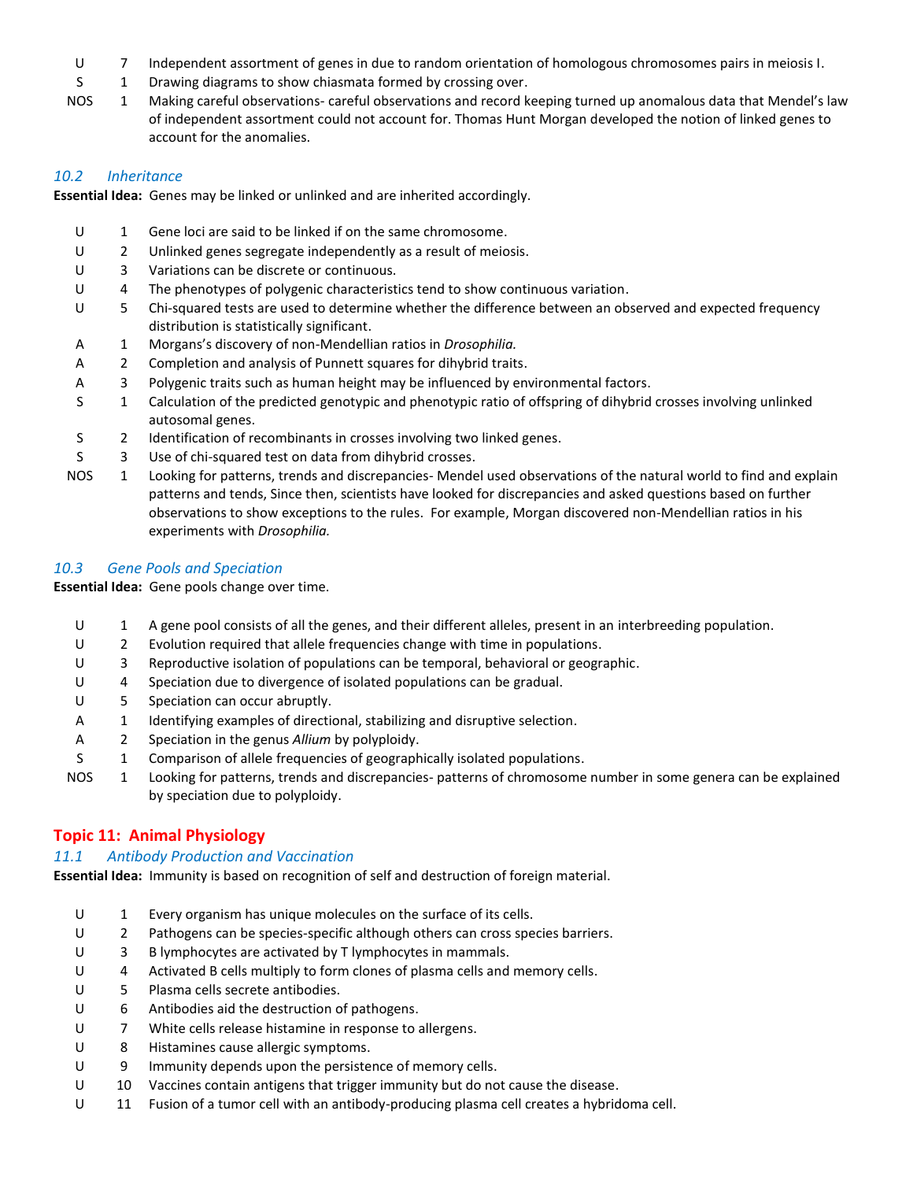| | | |
|---|---|---|
| U | 7 | Independent assortment of genes in due to random orientation of homologous chromosomes pairs in meiosis I. |
| S | 1 | Drawing diagrams to show chiasmata formed by crossing over. |
| NOS | 1 | Making careful observations- careful observations and record keeping turned up anomalous data that Mendel's law of independent assortment could not account for. Thomas Hunt Morgan developed the notion of linked genes to account for the anomalies. |

### *10.2 Inheritance*

**Essential Idea:** Genes may be linked or unlinked and are inherited accordingly.

| | | |
|---|---|---|
| U | 1 | Gene loci are said to be linked if on the same chromosome. |
| U | 2 | Unlinked genes segregate independently as a result of meiosis. |
| U | 3 | Variations can be discrete or continuous. |
| U | 4 | The phenotypes of polygenic characteristics tend to show continuous variation. |
| U | 5 | Chi-squared tests are used to determine whether the difference between an observed and expected frequency distribution is statistically significant. |
| A | 1 | Morgans's discovery of non-Mendellian ratios in *Drosophilia.* |
| A | 2 | Completion and analysis of Punnett squares for dihybrid traits. |
| A | 3 | Polygenic traits such as human height may be influenced by environmental factors. |
| S | 1 | Calculation of the predicted genotypic and phenotypic ratio of offspring of dihybrid crosses involving unlinked autosomal genes. |
| S | 2 | Identification of recombinants in crosses involving two linked genes. |
| S | 3 | Use of chi-squared test on data from dihybrid crosses. |
| NOS | 1 | Looking for patterns, trends and discrepancies- Mendel used observations of the natural world to find and explain patterns and tends, Since then, scientists have looked for discrepancies and asked questions based on further observations to show exceptions to the rules. For example, Morgan discovered non-Mendelian ratios in his experiments with *Drosophilia.* |

### *10.3 Gene Pools and Speciation*

**Essential Idea:** Gene pools change over time.

| | | |
|---|---|---|
| U | 1 | A gene pool consists of all the genes, and their different alleles, present in an interbreeding population. |
| U | 2 | Evolution required that allele frequencies change with time in populations. |
| U | 3 | Reproductive isolation of populations can be temporal, behavioral or geographic. |
| U | 4 | Speciation due to divergence of isolated populations can be gradual. |
| U | 5 | Speciation can occur abruptly. |
| A | 1 | Identifying examples of directional, stabilizing and disruptive selection. |
| A | 2 | Speciation in the genus *Allium* by polyploidy. |
| S | 1 | Comparison of allele frequencies of geographically isolated populations. |
| NOS | 1 | Looking for patterns, trends and discrepancies- patterns of chromosome number in some genera can be explained by speciation due to polyploidy. |

## Topic 11: Animal Physiology

### *11.1 Antibody Production and Vaccination*

**Essential Idea:** Immunity is based on recognition of self and destruction of foreign material.

| | | |
|---|---|---|
| U | 1 | Every organism has unique molecules on the surface of its cells. |
| U | 2 | Pathogens can be species-specific although others can cross species barriers. |
| U | 3 | B lymphocytes are activated by T lymphocytes in mammals. |
| U | 4 | Activated B cells multiply to form clones of plasma cells and memory cells. |
| U | 5 | Plasma cells secrete antibodies. |
| U | 6 | Antibodies aid the destruction of pathogens. |
| U | 7 | White cells release histamine in response to allergens. |
| U | 8 | Histamines cause allergic symptoms. |
| U | 9 | Immunity depends upon the persistence of memory cells. |
| U | 10 | Vaccines contain antigens that trigger immunity but do not cause the disease. |
| U | 11 | Fusion of a tumor cell with an antibody-producing plasma cell creates a hybridoma cell. |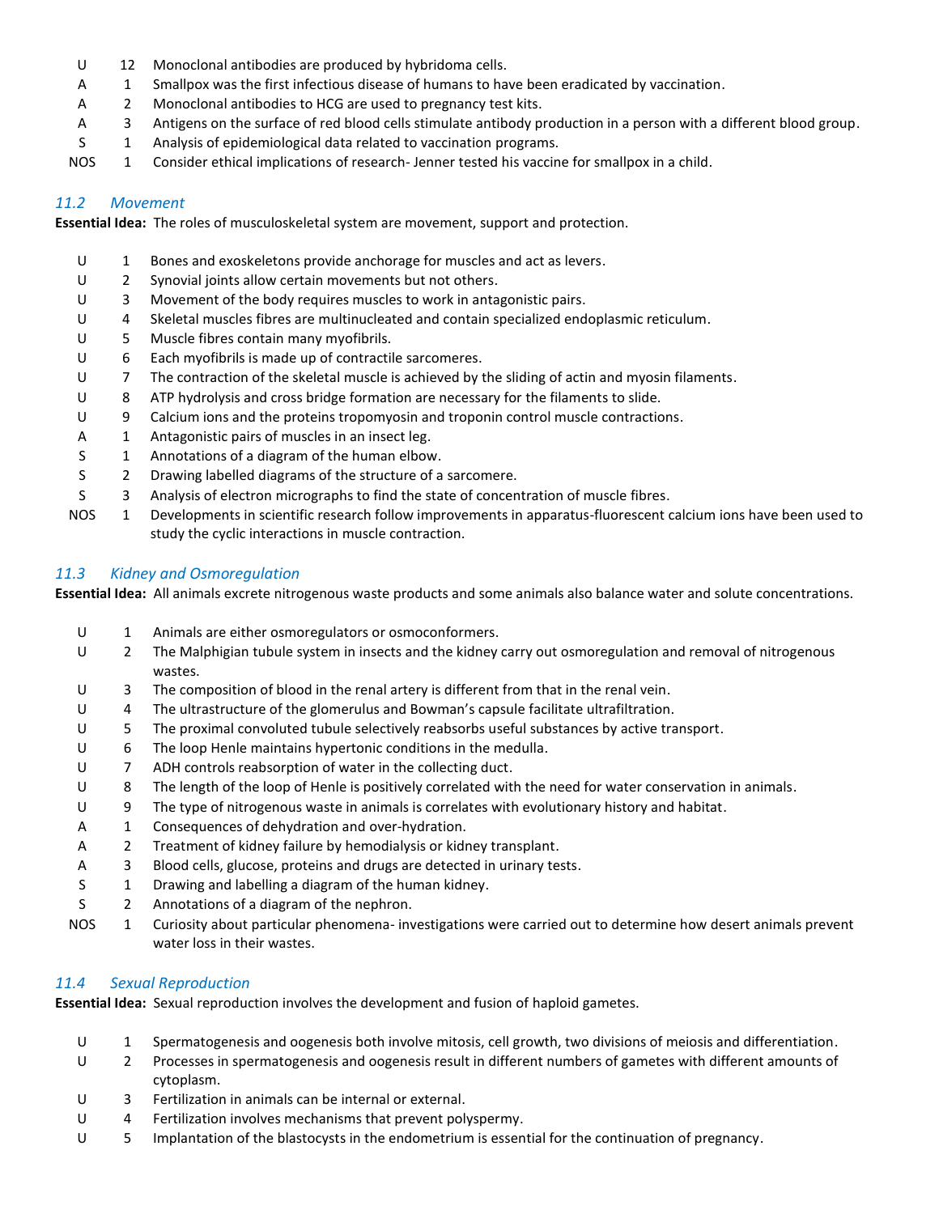| | | |
|---|---|---|
| U | 12 | Monoclonal antibodies are produced by hybridoma cells. |
| A | 1 | Smallpox was the first infectious disease of humans to have been eradicated by vaccination. |
| A | 2 | Monoclonal antibodies to HCG are used to pregnancy test kits. |
| A | 3 | Antigens on the surface of red blood cells stimulate antibody production in a person with a different blood group. |
| S | 1 | Analysis of epidemiological data related to vaccination programs. |
| NOS | 1 | Consider ethical implications of research- Jenner tested his vaccine for smallpox in a child. |

### *11.2 Movement*

**Essential Idea:** The roles of musculoskeletal system are movement, support and protection.

| | | |
|---|---|---|
| U | 1 | Bones and exoskeletons provide anchorage for muscles and act as levers. |
| U | 2 | Synovial joints allow certain movements but not others. |
| U | 3 | Movement of the body requires muscles to work in antagonistic pairs. |
| U | 4 | Skeletal muscles fibres are multinucleated and contain specialized endoplasmic reticulum. |
| U | 5 | Muscle fibres contain many myofibrils. |
| U | 6 | Each myofibrils is made up of contractile sarcomeres. |
| U | 7 | The contraction of the skeletal muscle is achieved by the sliding of actin and myosin filaments. |
| U | 8 | ATP hydrolysis and cross bridge formation are necessary for the filaments to slide. |
| U | 9 | Calcium ions and the proteins tropomyosin and troponin control muscle contractions. |
| A | 1 | Antagonistic pairs of muscles in an insect leg. |
| S | 1 | Annotations of a diagram of the human elbow. |
| S | 2 | Drawing labelled diagrams of the structure of a sarcomere. |
| S | 3 | Analysis of electron micrographs to find the state of concentration of muscle fibres. |
| NOS | 1 | Developments in scientific research follow improvements in apparatus-fluorescent calcium ions have been used to study the cyclic interactions in muscle contraction. |

### *11.3 Kidney and Osmoregulation*

**Essential Idea:** All animals excrete nitrogenous waste products and some animals also balance water and solute concentrations.

| | | |
|---|---|---|
| U | 1 | Animals are either osmoregulators or osmoconformers. |
| U | 2 | The Malphigian tubule system in insects and the kidney carry out osmoregulation and removal of nitrogenous wastes. |
| U | 3 | The composition of blood in the renal artery is different from that in the renal vein. |
| U | 4 | The ultrastructure of the glomerulus and Bowman's capsule facilitate ultrafiltration. |
| U | 5 | The proximal convoluted tubule selectively reabsorbs useful substances by active transport. |
| U | 6 | The loop Henle maintains hypertonic conditions in the medulla. |
| U | 7 | ADH controls reabsorption of water in the collecting duct. |
| U | 8 | The length of the loop of Henle is positively correlated with the need for water conservation in animals. |
| U | 9 | The type of nitrogenous waste in animals is correlates with evolutionary history and habitat. |
| A | 1 | Consequences of dehydration and over-hydration. |
| A | 2 | Treatment of kidney failure by hemodialysis or kidney transplant. |
| A | 3 | Blood cells, glucose, proteins and drugs are detected in urinary tests. |
| S | 1 | Drawing and labelling a diagram of the human kidney. |
| S | 2 | Annotations of a diagram of the nephron. |
| NOS | 1 | Curiosity about particular phenomena- investigations were carried out to determine how desert animals prevent water loss in their wastes. |

### *11.4 Sexual Reproduction*

**Essential Idea:** Sexual reproduction involves the development and fusion of haploid gametes.

| | | |
|---|---|---|
| U | 1 | Spermatogenesis and oogenesis both involve mitosis, cell growth, two divisions of meiosis and differentiation. |
| U | 2 | Processes in spermatogenesis and oogenesis result in different numbers of gametes with different amounts of cytoplasm. |
| U | 3 | Fertilization in animals can be internal or external. |
| U | 4 | Fertilization involves mechanisms that prevent polyspermy. |
| U | 5 | Implantation of the blastocysts in the endometrium is essential for the continuation of pregnancy. |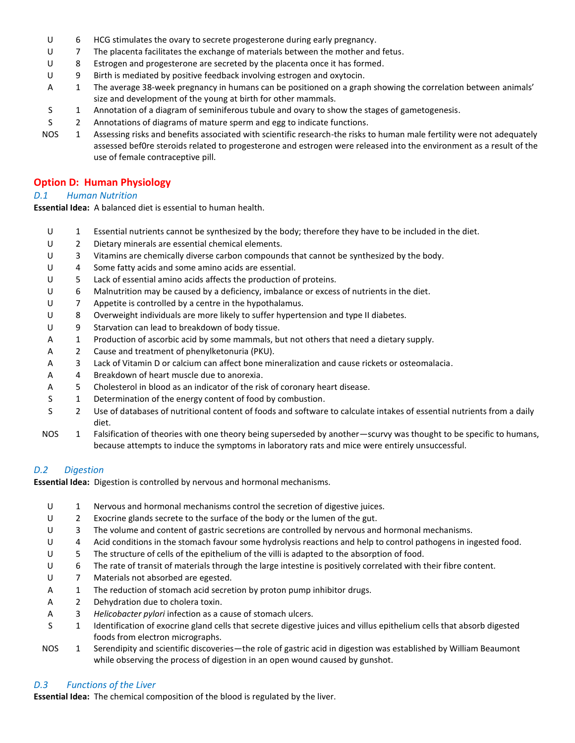| | | |
|---|---|---|
| U | 6 | HCG stimulates the ovary to secrete progesterone during early pregnancy. |
| U | 7 | The placenta facilitates the exchange of materials between the mother and fetus. |
| U | 8 | Estrogen and progesterone are secreted by the placenta once it has formed. |
| U | 9 | Birth is mediated by positive feedback involving estrogen and oxytocin. |
| A | 1 | The average 38-week pregnancy in humans can be positioned on a graph showing the correlation between animals' size and development of the young at birth for other mammals. |
| S | 1 | Annotation of a diagram of seminiferous tubule and ovary to show the stages of gametogenesis. |
| S | 2 | Annotations of diagrams of mature sperm and egg to indicate functions. |
| NOS | 1 | Assessing risks and benefits associated with scientific research-the risks to human male fertility were not adequately assessed bef0re steroids related to progesterone and estrogen were released into the environment as a result of the use of female contraceptive pill. |

## Option D: Human Physiology

### *D.1 Human Nutrition*

**Essential Idea:** A balanced diet is essential to human health.

| | | |
|---|---|---|
| U | 1 | Essential nutrients cannot be synthesized by the body; therefore they have to be included in the diet. |
| U | 2 | Dietary minerals are essential chemical elements. |
| U | 3 | Vitamins are chemically diverse carbon compounds that cannot be synthesized by the body. |
| U | 4 | Some fatty acids and some amino acids are essential. |
| U | 5 | Lack of essential amino acids affects the production of proteins. |
| U | 6 | Malnutrition may be caused by a deficiency, imbalance or excess of nutrients in the diet. |
| U | 7 | Appetite is controlled by a centre in the hypothalamus. |
| U | 8 | Overweight individuals are more likely to suffer hypertension and type II diabetes. |
| U | 9 | Starvation can lead to breakdown of body tissue. |
| A | 1 | Production of ascorbic acid by some mammals, but not others that need a dietary supply. |
| A | 2 | Cause and treatment of phenylketonuria (PKU). |
| A | 3 | Lack of Vitamin D or calcium can affect bone mineralization and cause rickets or osteomalacia. |
| A | 4 | Breakdown of heart muscle due to anorexia. |
| A | 5 | Cholesterol in blood as an indicator of the risk of coronary heart disease. |
| S | 1 | Determination of the energy content of food by combustion. |
| S | 2 | Use of databases of nutritional content of foods and software to calculate intakes of essential nutrients from a daily diet. |
| NOS | 1 | Falsification of theories with one theory being superseded by another—scurvy was thought to be specific to humans, because attempts to induce the symptoms in laboratory rats and mice were entirely unsuccessful. |

### *D.2 Digestion*

**Essential Idea:** Digestion is controlled by nervous and hormonal mechanisms.

| | | |
|---|---|---|
| U | 1 | Nervous and hormonal mechanisms control the secretion of digestive juices. |
| U | 2 | Exocrine glands secrete to the surface of the body or the lumen of the gut. |
| U | 3 | The volume and content of gastric secretions are controlled by nervous and hormonal mechanisms. |
| U | 4 | Acid conditions in the stomach favour some hydrolysis reactions and help to control pathogens in ingested food. |
| U | 5 | The structure of cells of the epithelium of the villi is adapted to the absorption of food. |
| U | 6 | The rate of transit of materials through the large intestine is positively correlated with their fibre content. |
| U | 7 | Materials not absorbed are egested. |
| A | 1 | The reduction of stomach acid secretion by proton pump inhibitor drugs. |
| A | 2 | Dehydration due to cholera toxin. |
| A | 3 | *Helicobacter pylori* infection as a cause of stomach ulcers. |
| S | 1 | Identification of exocrine gland cells that secrete digestive juices and villus epithelium cells that absorb digested foods from electron micrographs. |
| NOS | 1 | Serendipity and scientific discoveries—the role of gastric acid in digestion was established by William Beaumont while observing the process of digestion in an open wound caused by gunshot. |

### *D.3 Functions of the Liver*

**Essential Idea:** The chemical composition of the blood is regulated by the liver.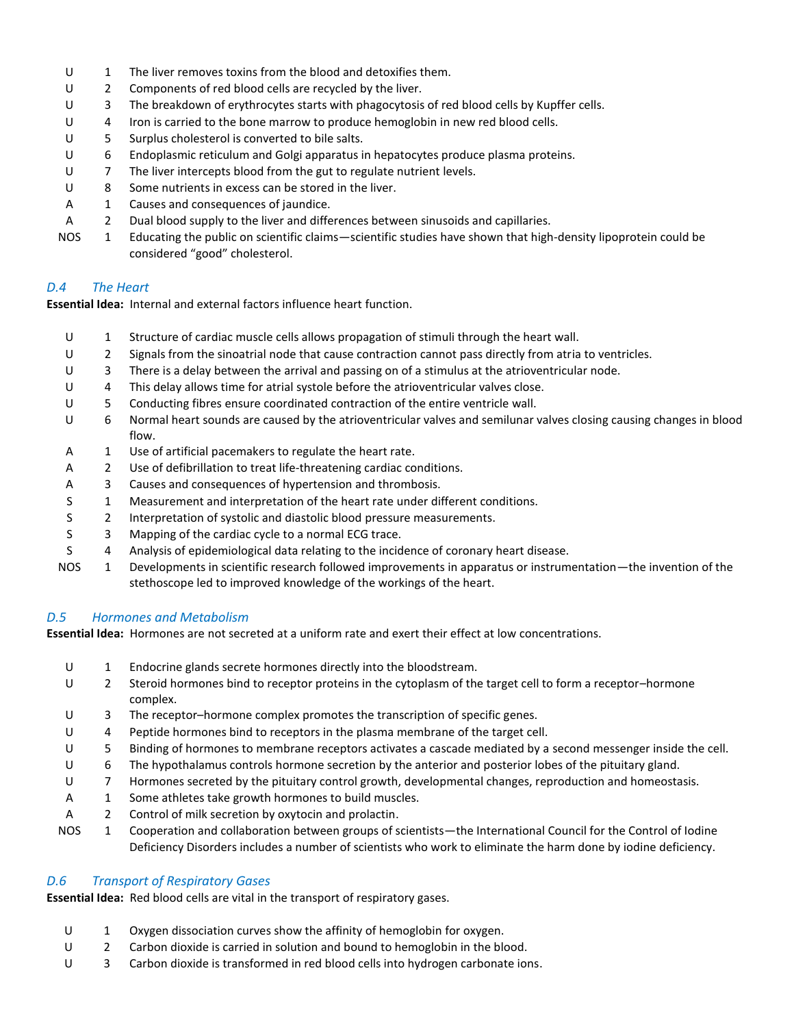| | | |
|---|---|---|
| U | 1 | The liver removes toxins from the blood and detoxifies them. |
| U | 2 | Components of red blood cells are recycled by the liver. |
| U | 3 | The breakdown of erythrocytes starts with phagocytosis of red blood cells by Kupffer cells. |
| U | 4 | Iron is carried to the bone marrow to produce hemoglobin in new red blood cells. |
| U | 5 | Surplus cholesterol is converted to bile salts. |
| U | 6 | Endoplasmic reticulum and Golgi apparatus in hepatocytes produce plasma proteins. |
| U | 7 | The liver intercepts blood from the gut to regulate nutrient levels. |
| U | 8 | Some nutrients in excess can be stored in the liver. |
| A | 1 | Causes and consequences of jaundice. |
| A | 2 | Dual blood supply to the liver and differences between sinusoids and capillaries. |
| NOS | 1 | Educating the public on scientific claims—scientific studies have shown that high-density lipoprotein could be considered "good" cholesterol. |

### *D.4 The Heart*

**Essential Idea:** Internal and external factors influence heart function.

| | | |
|---|---|---|
| U | 1 | Structure of cardiac muscle cells allows propagation of stimuli through the heart wall. |
| U | 2 | Signals from the sinoatrial node that cause contraction cannot pass directly from atria to ventricles. |
| U | 3 | There is a delay between the arrival and passing on of a stimulus at the atrioventricular node. |
| U | 4 | This delay allows time for atrial systole before the atrioventricular valves close. |
| U | 5 | Conducting fibres ensure coordinated contraction of the entire ventricle wall. |
| U | 6 | Normal heart sounds are caused by the atrioventricular valves and semilunar valves closing causing changes in blood flow. |
| A | 1 | Use of artificial pacemakers to regulate the heart rate. |
| A | 2 | Use of defibrillation to treat life-threatening cardiac conditions. |
| A | 3 | Causes and consequences of hypertension and thrombosis. |
| S | 1 | Measurement and interpretation of the heart rate under different conditions. |
| S | 2 | Interpretation of systolic and diastolic blood pressure measurements. |
| S | 3 | Mapping of the cardiac cycle to a normal ECG trace. |
| S | 4 | Analysis of epidemiological data relating to the incidence of coronary heart disease. |
| NOS | 1 | Developments in scientific research followed improvements in apparatus or instrumentation—the invention of the stethoscope led to improved knowledge of the workings of the heart. |

### *D.5 Hormones and Metabolism*

**Essential Idea:** Hormones are not secreted at a uniform rate and exert their effect at low concentrations.

| | | |
|---|---|---|
| U | 1 | Endocrine glands secrete hormones directly into the bloodstream. |
| U | 2 | Steroid hormones bind to receptor proteins in the cytoplasm of the target cell to form a receptor–hormone complex. |
| U | 3 | The receptor–hormone complex promotes the transcription of specific genes. |
| U | 4 | Peptide hormones bind to receptors in the plasma membrane of the target cell. |
| U | 5 | Binding of hormones to membrane receptors activates a cascade mediated by a second messenger inside the cell. |
| U | 6 | The hypothalamus controls hormone secretion by the anterior and posterior lobes of the pituitary gland. |
| U | 7 | Hormones secreted by the pituitary control growth, developmental changes, reproduction and homeostasis. |
| A | 1 | Some athletes take growth hormones to build muscles. |
| A | 2 | Control of milk secretion by oxytocin and prolactin. |
| NOS | 1 | Cooperation and collaboration between groups of scientists—the International Council for the Control of Iodine Deficiency Disorders includes a number of scientists who work to eliminate the harm done by iodine deficiency. |

### *D.6 Transport of Respiratory Gases*

**Essential Idea:** Red blood cells are vital in the transport of respiratory gases.

| | | |
|---|---|---|
| U | 1 | Oxygen dissociation curves show the affinity of hemoglobin for oxygen. |
| U | 2 | Carbon dioxide is carried in solution and bound to hemoglobin in the blood. |
| U | 3 | Carbon dioxide is transformed in red blood cells into hydrogen carbonate ions. |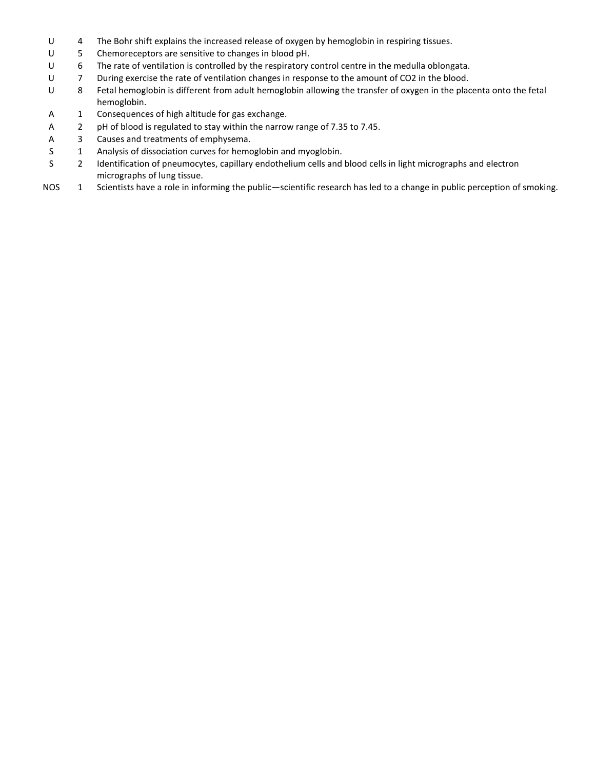| | | |
|---|---|---|
| U | 4 | The Bohr shift explains the increased release of oxygen by hemoglobin in respiring tissues. |
| U | 5 | Chemoreceptors are sensitive to changes in blood pH. |
| U | 6 | The rate of ventilation is controlled by the respiratory control centre in the medulla oblongata. |
| U | 7 | During exercise the rate of ventilation changes in response to the amount of $CO_2$ in the blood. |
| U | 8 | Fetal hemoglobin is different from adult hemoglobin allowing the transfer of oxygen in the placenta onto the fetal hemoglobin. |
| A | 1 | Consequences of high altitude for gas exchange. |
| A | 2 | pH of blood is regulated to stay within the narrow range of 7.35 to 7.45. |
| A | 3 | Causes and treatments of emphysema. |
| S | 1 | Analysis of dissociation curves for hemoglobin and myoglobin. |
| S | 2 | Identification of pneumocytes, capillary endothelium cells and blood cells in light micrographs and electron micrographs of lung tissue. |
| NOS | 1 | Scientists have a role in informing the public—scientific research has led to a change in public perception of smoking. |